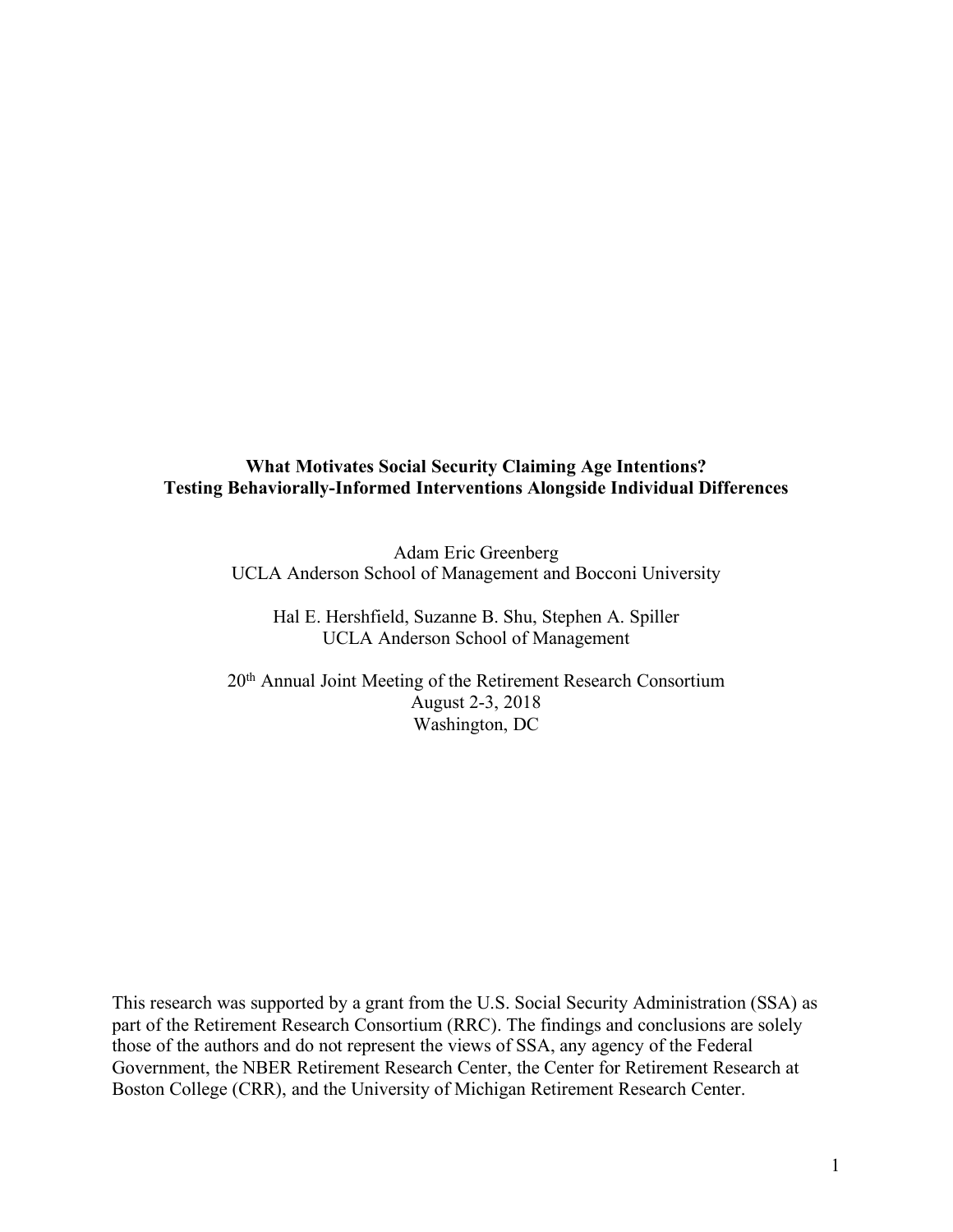# What Motivates Social Security Claiming Age Intentions? Testing Behaviorally-Informed Interventions Alongside Individual Differences

Adam Eric Greenberg
UCLA Anderson School of Management and Bocconi University

Hal E. Hershfield, Suzanne B. Shu, Stephen A. Spiller
UCLA Anderson School of Management

20th Annual Joint Meeting of the Retirement Research Consortium
August 2-3, 2018
Washington, DC

This research was supported by a grant from the U.S. Social Security Administration (SSA) as part of the Retirement Research Consortium (RRC). The findings and conclusions are solely those of the authors and do not represent the views of SSA, any agency of the Federal Government, the NBER Retirement Research Center, the Center for Retirement Research at Boston College (CRR), and the University of Michigan Retirement Research Center.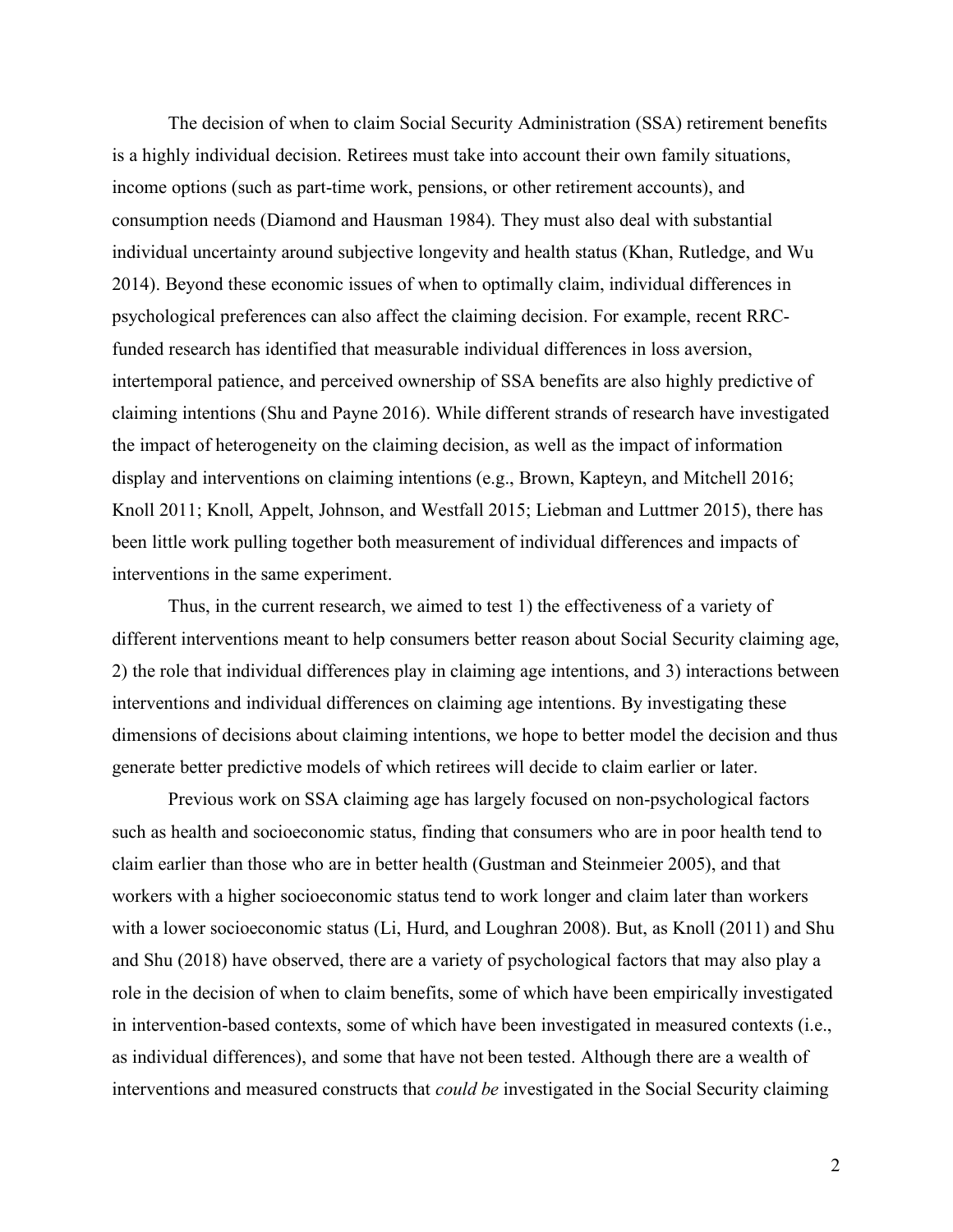The decision of when to claim Social Security Administration (SSA) retirement benefits is a highly individual decision. Retirees must take into account their own family situations, income options (such as part-time work, pensions, or other retirement accounts), and consumption needs (Diamond and Hausman 1984). They must also deal with substantial individual uncertainty around subjective longevity and health status (Khan, Rutledge, and Wu 2014). Beyond these economic issues of when to optimally claim, individual differences in psychological preferences can also affect the claiming decision. For example, recent RRC-funded research has identified that measurable individual differences in loss aversion, intertemporal patience, and perceived ownership of SSA benefits are also highly predictive of claiming intentions (Shu and Payne 2016). While different strands of research have investigated the impact of heterogeneity on the claiming decision, as well as the impact of information display and interventions on claiming intentions (e.g., Brown, Kapteyn, and Mitchell 2016; Knoll 2011; Knoll, Appelt, Johnson, and Westfall 2015; Liebman and Luttmer 2015), there has been little work pulling together both measurement of individual differences and impacts of interventions in the same experiment.

Thus, in the current research, we aimed to test 1) the effectiveness of a variety of different interventions meant to help consumers better reason about Social Security claiming age, 2) the role that individual differences play in claiming age intentions, and 3) interactions between interventions and individual differences on claiming age intentions. By investigating these dimensions of decisions about claiming intentions, we hope to better model the decision and thus generate better predictive models of which retirees will decide to claim earlier or later.

Previous work on SSA claiming age has largely focused on non-psychological factors such as health and socioeconomic status, finding that consumers who are in poor health tend to claim earlier than those who are in better health (Gustman and Steinmeier 2005), and that workers with a higher socioeconomic status tend to work longer and claim later than workers with a lower socioeconomic status (Li, Hurd, and Loughran 2008). But, as Knoll (2011) and Shu and Shu (2018) have observed, there are a variety of psychological factors that may also play a role in the decision of when to claim benefits, some of which have been empirically investigated in intervention-based contexts, some of which have been investigated in measured contexts (i.e., as individual differences), and some that have not been tested. Although there are a wealth of interventions and measured constructs that *could be* investigated in the Social Security claiming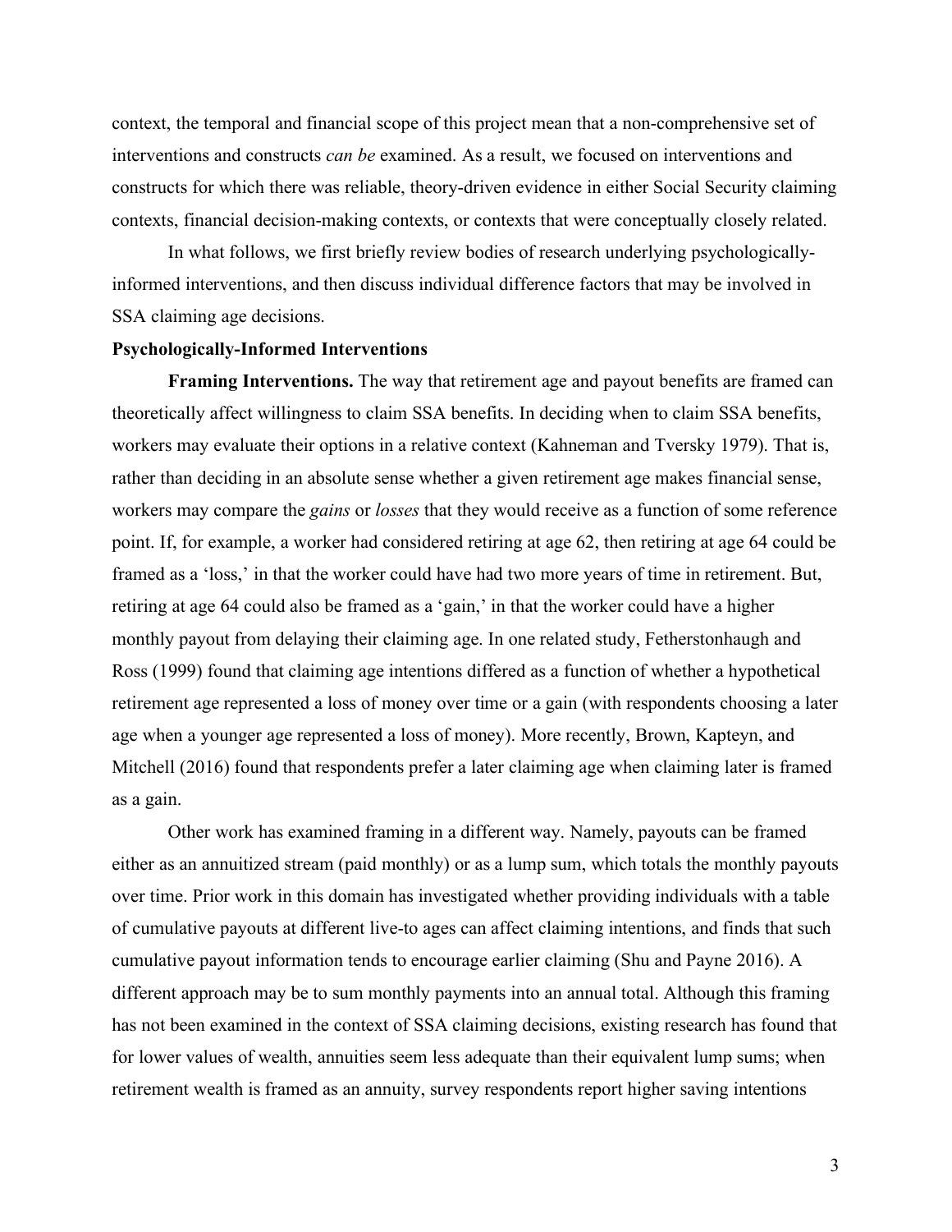context, the temporal and financial scope of this project mean that a non-comprehensive set of interventions and constructs *can be* examined. As a result, we focused on interventions and constructs for which there was reliable, theory-driven evidence in either Social Security claiming contexts, financial decision-making contexts, or contexts that were conceptually closely related.

In what follows, we first briefly review bodies of research underlying psychologically-informed interventions, and then discuss individual difference factors that may be involved in SSA claiming age decisions.

**Psychologically-Informed Interventions**

**Framing Interventions.** The way that retirement age and payout benefits are framed can theoretically affect willingness to claim SSA benefits. In deciding when to claim SSA benefits, workers may evaluate their options in a relative context (Kahneman and Tversky 1979). That is, rather than deciding in an absolute sense whether a given retirement age makes financial sense, workers may compare the *gains* or *losses* that they would receive as a function of some reference point. If, for example, a worker had considered retiring at age 62, then retiring at age 64 could be framed as a 'loss,' in that the worker could have had two more years of time in retirement. But, retiring at age 64 could also be framed as a 'gain,' in that the worker could have a higher monthly payout from delaying their claiming age. In one related study, Fetherstonhaugh and Ross (1999) found that claiming age intentions differed as a function of whether a hypothetical retirement age represented a loss of money over time or a gain (with respondents choosing a later age when a younger age represented a loss of money). More recently, Brown, Kapteyn, and Mitchell (2016) found that respondents prefer a later claiming age when claiming later is framed as a gain.

Other work has examined framing in a different way. Namely, payouts can be framed either as an annuitized stream (paid monthly) or as a lump sum, which totals the monthly payouts over time. Prior work in this domain has investigated whether providing individuals with a table of cumulative payouts at different live-to ages can affect claiming intentions, and finds that such cumulative payout information tends to encourage earlier claiming (Shu and Payne 2016). A different approach may be to sum monthly payments into an annual total. Although this framing has not been examined in the context of SSA claiming decisions, existing research has found that for lower values of wealth, annuities seem less adequate than their equivalent lump sums; when retirement wealth is framed as an annuity, survey respondents report higher saving intentions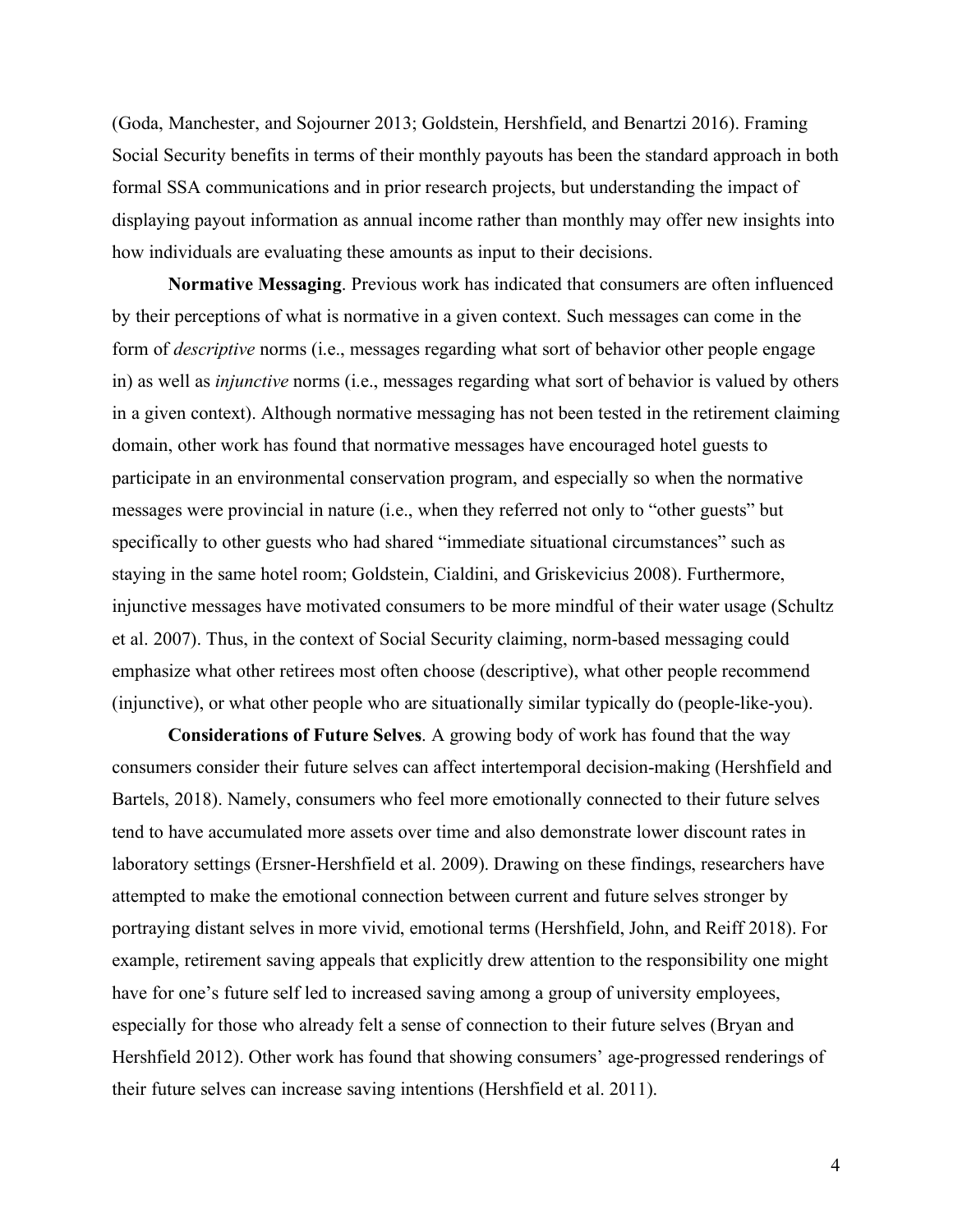(Goda, Manchester, and Sojourner 2013; Goldstein, Hershfield, and Benartzi 2016). Framing Social Security benefits in terms of their monthly payouts has been the standard approach in both formal SSA communications and in prior research projects, but understanding the impact of displaying payout information as annual income rather than monthly may offer new insights into how individuals are evaluating these amounts as input to their decisions.

**Normative Messaging**. Previous work has indicated that consumers are often influenced by their perceptions of what is normative in a given context. Such messages can come in the form of *descriptive* norms (i.e., messages regarding what sort of behavior other people engage in) as well as *injunctive* norms (i.e., messages regarding what sort of behavior is valued by others in a given context). Although normative messaging has not been tested in the retirement claiming domain, other work has found that normative messages have encouraged hotel guests to participate in an environmental conservation program, and especially so when the normative messages were provincial in nature (i.e., when they referred not only to "other guests" but specifically to other guests who had shared "immediate situational circumstances" such as staying in the same hotel room; Goldstein, Cialdini, and Griskevicius 2008). Furthermore, injunctive messages have motivated consumers to be more mindful of their water usage (Schultz et al. 2007). Thus, in the context of Social Security claiming, norm-based messaging could emphasize what other retirees most often choose (descriptive), what other people recommend (injunctive), or what other people who are situationally similar typically do (people-like-you).

**Considerations of Future Selves**. A growing body of work has found that the way consumers consider their future selves can affect intertemporal decision-making (Hershfield and Bartels, 2018). Namely, consumers who feel more emotionally connected to their future selves tend to have accumulated more assets over time and also demonstrate lower discount rates in laboratory settings (Ersner-Hershfield et al. 2009). Drawing on these findings, researchers have attempted to make the emotional connection between current and future selves stronger by portraying distant selves in more vivid, emotional terms (Hershfield, John, and Reiff 2018). For example, retirement saving appeals that explicitly drew attention to the responsibility one might have for one's future self led to increased saving among a group of university employees, especially for those who already felt a sense of connection to their future selves (Bryan and Hershfield 2012). Other work has found that showing consumers' age-progressed renderings of their future selves can increase saving intentions (Hershfield et al. 2011).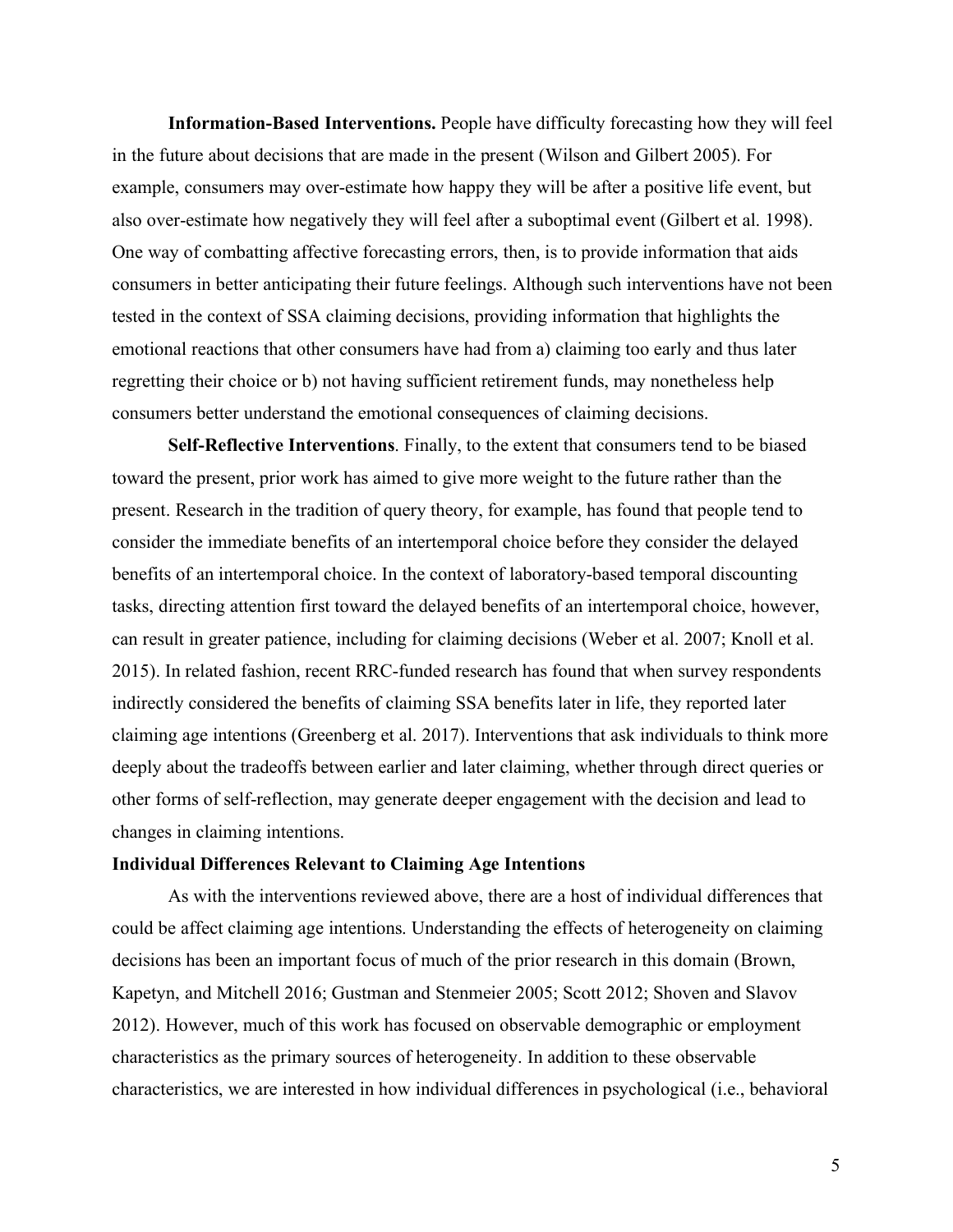**Information-Based Interventions.** People have difficulty forecasting how they will feel in the future about decisions that are made in the present (Wilson and Gilbert 2005). For example, consumers may over-estimate how happy they will be after a positive life event, but also over-estimate how negatively they will feel after a suboptimal event (Gilbert et al. 1998). One way of combatting affective forecasting errors, then, is to provide information that aids consumers in better anticipating their future feelings. Although such interventions have not been tested in the context of SSA claiming decisions, providing information that highlights the emotional reactions that other consumers have had from a) claiming too early and thus later regretting their choice or b) not having sufficient retirement funds, may nonetheless help consumers better understand the emotional consequences of claiming decisions.

**Self-Reflective Interventions**. Finally, to the extent that consumers tend to be biased toward the present, prior work has aimed to give more weight to the future rather than the present. Research in the tradition of query theory, for example, has found that people tend to consider the immediate benefits of an intertemporal choice before they consider the delayed benefits of an intertemporal choice. In the context of laboratory-based temporal discounting tasks, directing attention first toward the delayed benefits of an intertemporal choice, however, can result in greater patience, including for claiming decisions (Weber et al. 2007; Knoll et al. 2015). In related fashion, recent RRC-funded research has found that when survey respondents indirectly considered the benefits of claiming SSA benefits later in life, they reported later claiming age intentions (Greenberg et al. 2017). Interventions that ask individuals to think more deeply about the tradeoffs between earlier and later claiming, whether through direct queries or other forms of self-reflection, may generate deeper engagement with the decision and lead to changes in claiming intentions.

**Individual Differences Relevant to Claiming Age Intentions**

As with the interventions reviewed above, there are a host of individual differences that could be affect claiming age intentions. Understanding the effects of heterogeneity on claiming decisions has been an important focus of much of the prior research in this domain (Brown, Kapetyn, and Mitchell 2016; Gustman and Stenmeier 2005; Scott 2012; Shoven and Slavov 2012). However, much of this work has focused on observable demographic or employment characteristics as the primary sources of heterogeneity. In addition to these observable characteristics, we are interested in how individual differences in psychological (i.e., behavioral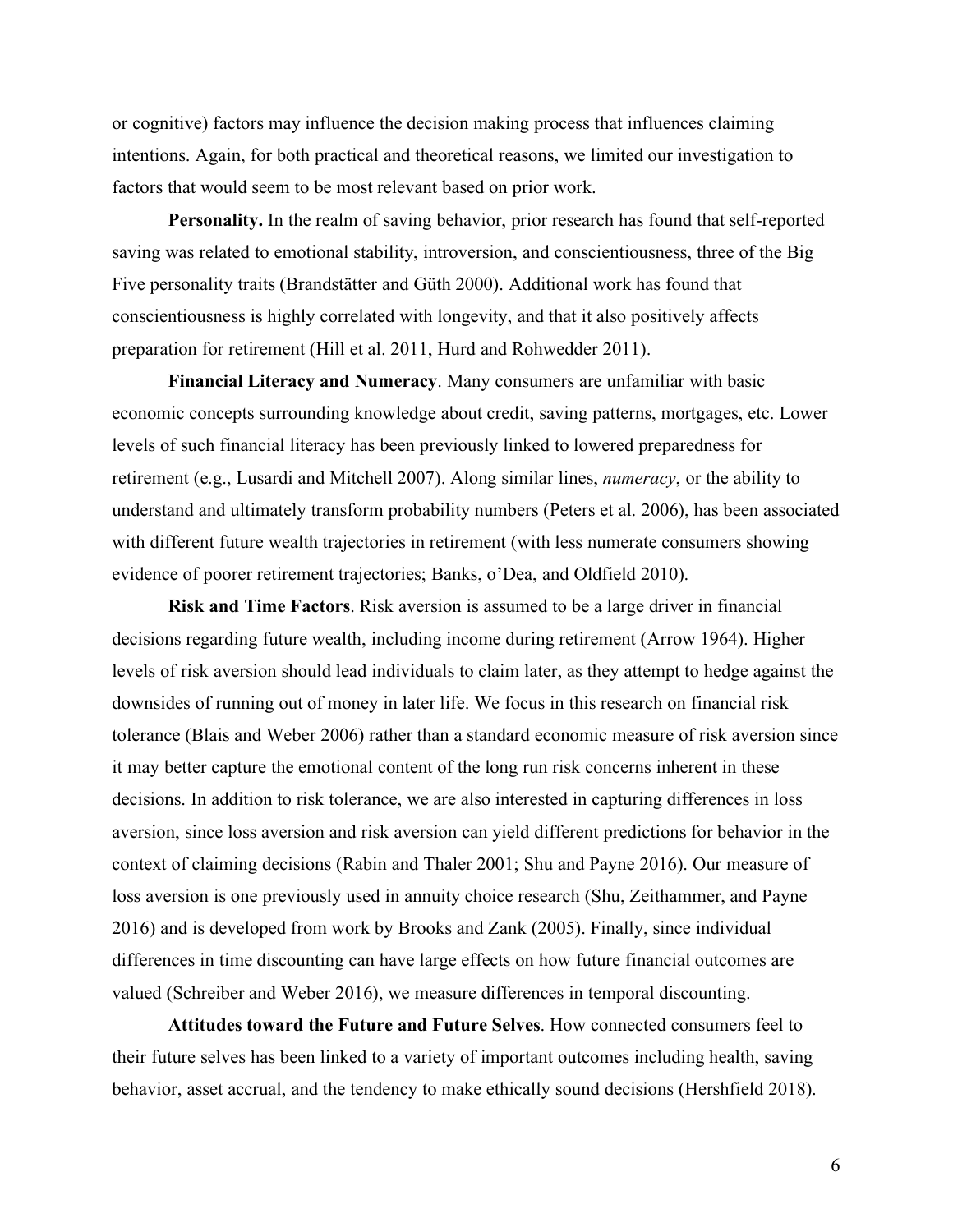or cognitive) factors may influence the decision making process that influences claiming intentions. Again, for both practical and theoretical reasons, we limited our investigation to factors that would seem to be most relevant based on prior work.

**Personality.** In the realm of saving behavior, prior research has found that self-reported saving was related to emotional stability, introversion, and conscientiousness, three of the Big Five personality traits (Brandstätter and Güth 2000). Additional work has found that conscientiousness is highly correlated with longevity, and that it also positively affects preparation for retirement (Hill et al. 2011, Hurd and Rohwedder 2011).

**Financial Literacy and Numeracy**. Many consumers are unfamiliar with basic economic concepts surrounding knowledge about credit, saving patterns, mortgages, etc. Lower levels of such financial literacy has been previously linked to lowered preparedness for retirement (e.g., Lusardi and Mitchell 2007). Along similar lines, *numeracy*, or the ability to understand and ultimately transform probability numbers (Peters et al. 2006), has been associated with different future wealth trajectories in retirement (with less numerate consumers showing evidence of poorer retirement trajectories; Banks, o'Dea, and Oldfield 2010).

**Risk and Time Factors**. Risk aversion is assumed to be a large driver in financial decisions regarding future wealth, including income during retirement (Arrow 1964). Higher levels of risk aversion should lead individuals to claim later, as they attempt to hedge against the downsides of running out of money in later life. We focus in this research on financial risk tolerance (Blais and Weber 2006) rather than a standard economic measure of risk aversion since it may better capture the emotional content of the long run risk concerns inherent in these decisions. In addition to risk tolerance, we are also interested in capturing differences in loss aversion, since loss aversion and risk aversion can yield different predictions for behavior in the context of claiming decisions (Rabin and Thaler 2001; Shu and Payne 2016). Our measure of loss aversion is one previously used in annuity choice research (Shu, Zeithammer, and Payne 2016) and is developed from work by Brooks and Zank (2005). Finally, since individual differences in time discounting can have large effects on how future financial outcomes are valued (Schreiber and Weber 2016), we measure differences in temporal discounting.

**Attitudes toward the Future and Future Selves**. How connected consumers feel to their future selves has been linked to a variety of important outcomes including health, saving behavior, asset accrual, and the tendency to make ethically sound decisions (Hershfield 2018).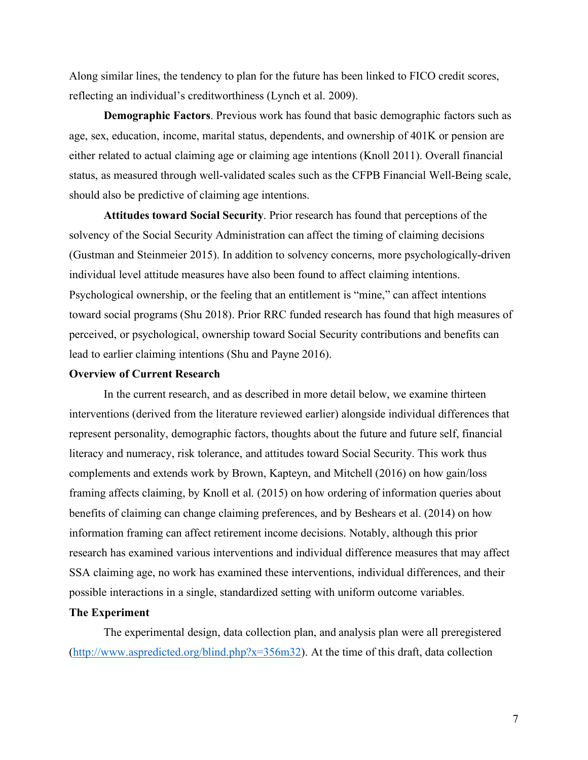Along similar lines, the tendency to plan for the future has been linked to FICO credit scores, reflecting an individual's creditworthiness (Lynch et al. 2009).

**Demographic Factors**. Previous work has found that basic demographic factors such as age, sex, education, income, marital status, dependents, and ownership of 401K or pension are either related to actual claiming age or claiming age intentions (Knoll 2011). Overall financial status, as measured through well-validated scales such as the CFPB Financial Well-Being scale, should also be predictive of claiming age intentions.

**Attitudes toward Social Security**. Prior research has found that perceptions of the solvency of the Social Security Administration can affect the timing of claiming decisions (Gustman and Steinmeier 2015). In addition to solvency concerns, more psychologically-driven individual level attitude measures have also been found to affect claiming intentions. Psychological ownership, or the feeling that an entitlement is "mine," can affect intentions toward social programs (Shu 2018). Prior RRC funded research has found that high measures of perceived, or psychological, ownership toward Social Security contributions and benefits can lead to earlier claiming intentions (Shu and Payne 2016).

**Overview of Current Research**

In the current research, and as described in more detail below, we examine thirteen interventions (derived from the literature reviewed earlier) alongside individual differences that represent personality, demographic factors, thoughts about the future and future self, financial literacy and numeracy, risk tolerance, and attitudes toward Social Security. This work thus complements and extends work by Brown, Kapteyn, and Mitchell (2016) on how gain/loss framing affects claiming, by Knoll et al. (2015) on how ordering of information queries about benefits of claiming can change claiming preferences, and by Beshears et al. (2014) on how information framing can affect retirement income decisions. Notably, although this prior research has examined various interventions and individual difference measures that may affect SSA claiming age, no work has examined these interventions, individual differences, and their possible interactions in a single, standardized setting with uniform outcome variables.

**The Experiment**

The experimental design, data collection plan, and analysis plan were all preregistered (http://www.aspredicted.org/blind.php?x=356m32). At the time of this draft, data collection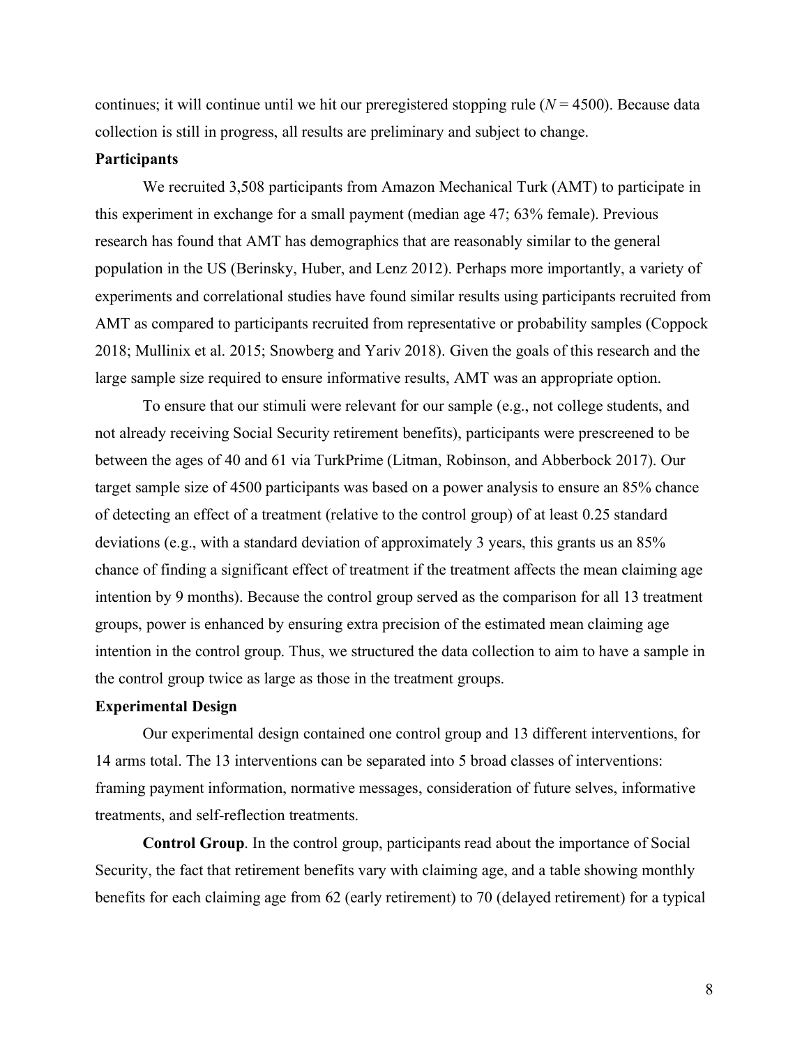continues; it will continue until we hit our preregistered stopping rule (*N* = 4500). Because data collection is still in progress, all results are preliminary and subject to change.

**Participants**

We recruited 3,508 participants from Amazon Mechanical Turk (AMT) to participate in this experiment in exchange for a small payment (median age 47; 63% female). Previous research has found that AMT has demographics that are reasonably similar to the general population in the US (Berinsky, Huber, and Lenz 2012). Perhaps more importantly, a variety of experiments and correlational studies have found similar results using participants recruited from AMT as compared to participants recruited from representative or probability samples (Coppock 2018; Mullinix et al. 2015; Snowberg and Yariv 2018). Given the goals of this research and the large sample size required to ensure informative results, AMT was an appropriate option.

To ensure that our stimuli were relevant for our sample (e.g., not college students, and not already receiving Social Security retirement benefits), participants were prescreened to be between the ages of 40 and 61 via TurkPrime (Litman, Robinson, and Abberbock 2017). Our target sample size of 4500 participants was based on a power analysis to ensure an 85% chance of detecting an effect of a treatment (relative to the control group) of at least 0.25 standard deviations (e.g., with a standard deviation of approximately 3 years, this grants us an 85% chance of finding a significant effect of treatment if the treatment affects the mean claiming age intention by 9 months). Because the control group served as the comparison for all 13 treatment groups, power is enhanced by ensuring extra precision of the estimated mean claiming age intention in the control group. Thus, we structured the data collection to aim to have a sample in the control group twice as large as those in the treatment groups.

**Experimental Design**

Our experimental design contained one control group and 13 different interventions, for 14 arms total. The 13 interventions can be separated into 5 broad classes of interventions: framing payment information, normative messages, consideration of future selves, informative treatments, and self-reflection treatments.

**Control Group**. In the control group, participants read about the importance of Social Security, the fact that retirement benefits vary with claiming age, and a table showing monthly benefits for each claiming age from 62 (early retirement) to 70 (delayed retirement) for a typical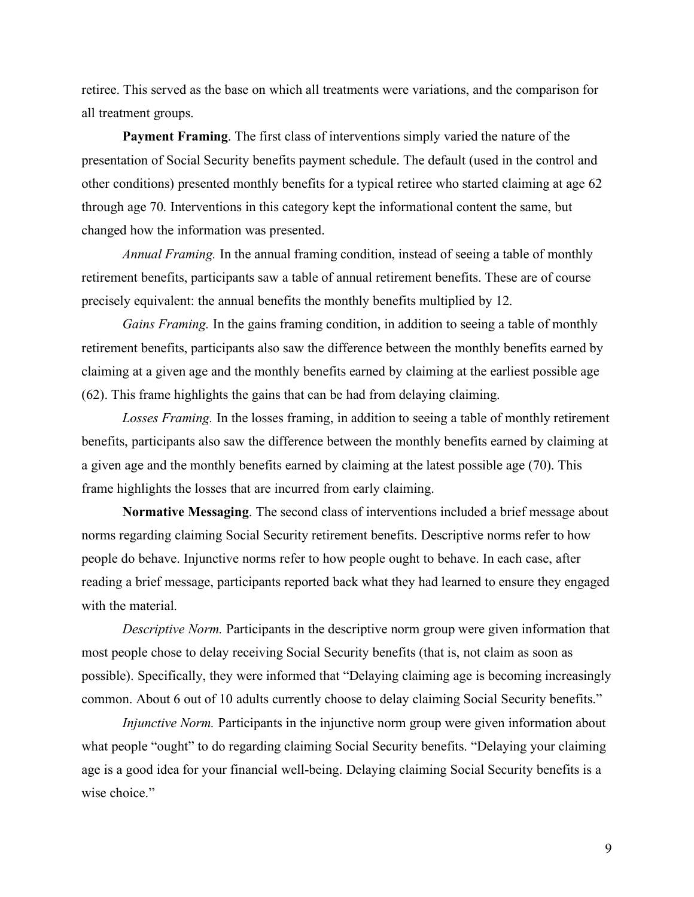retiree. This served as the base on which all treatments were variations, and the comparison for all treatment groups.

**Payment Framing**. The first class of interventions simply varied the nature of the presentation of Social Security benefits payment schedule. The default (used in the control and other conditions) presented monthly benefits for a typical retiree who started claiming at age 62 through age 70. Interventions in this category kept the informational content the same, but changed how the information was presented.

*Annual Framing.* In the annual framing condition, instead of seeing a table of monthly retirement benefits, participants saw a table of annual retirement benefits. These are of course precisely equivalent: the annual benefits the monthly benefits multiplied by 12.

*Gains Framing.* In the gains framing condition, in addition to seeing a table of monthly retirement benefits, participants also saw the difference between the monthly benefits earned by claiming at a given age and the monthly benefits earned by claiming at the earliest possible age (62). This frame highlights the gains that can be had from delaying claiming.

*Losses Framing.* In the losses framing, in addition to seeing a table of monthly retirement benefits, participants also saw the difference between the monthly benefits earned by claiming at a given age and the monthly benefits earned by claiming at the latest possible age (70). This frame highlights the losses that are incurred from early claiming.

**Normative Messaging**. The second class of interventions included a brief message about norms regarding claiming Social Security retirement benefits. Descriptive norms refer to how people do behave. Injunctive norms refer to how people ought to behave. In each case, after reading a brief message, participants reported back what they had learned to ensure they engaged with the material.

*Descriptive Norm.* Participants in the descriptive norm group were given information that most people chose to delay receiving Social Security benefits (that is, not claim as soon as possible). Specifically, they were informed that "Delaying claiming age is becoming increasingly common. About 6 out of 10 adults currently choose to delay claiming Social Security benefits."

*Injunctive Norm.* Participants in the injunctive norm group were given information about what people "ought" to do regarding claiming Social Security benefits. "Delaying your claiming age is a good idea for your financial well-being. Delaying claiming Social Security benefits is a wise choice."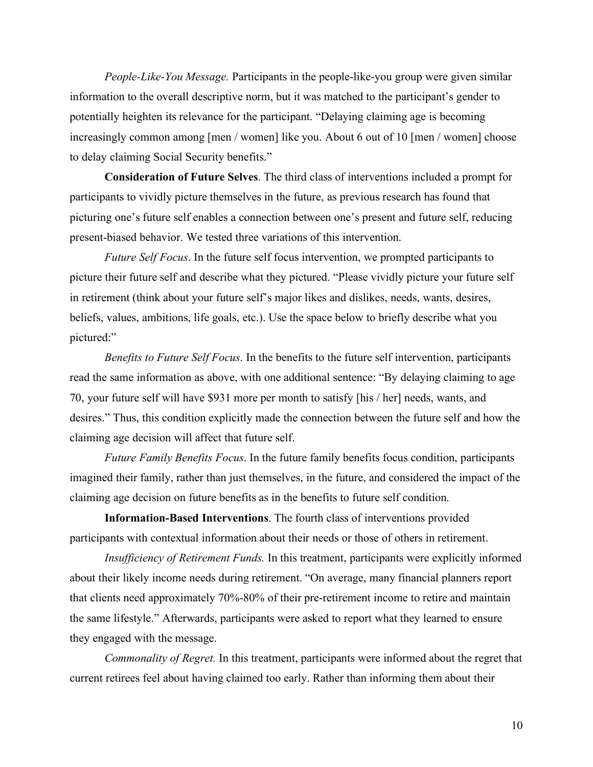*People-Like-You Message.* Participants in the people-like-you group were given similar information to the overall descriptive norm, but it was matched to the participant's gender to potentially heighten its relevance for the participant. "Delaying claiming age is becoming increasingly common among [men / women] like you. About 6 out of 10 [men / women] choose to delay claiming Social Security benefits."

**Consideration of Future Selves**. The third class of interventions included a prompt for participants to vividly picture themselves in the future, as previous research has found that picturing one's future self enables a connection between one's present and future self, reducing present-biased behavior. We tested three variations of this intervention.

*Future Self Focus*. In the future self focus intervention, we prompted participants to picture their future self and describe what they pictured. "Please vividly picture your future self in retirement (think about your future self's major likes and dislikes, needs, wants, desires, beliefs, values, ambitions, life goals, etc.). Use the space below to briefly describe what you pictured:"

*Benefits to Future Self Focus*. In the benefits to the future self intervention, participants read the same information as above, with one additional sentence: "By delaying claiming to age 70, your future self will have $931 more per month to satisfy [his / her] needs, wants, and desires." Thus, this condition explicitly made the connection between the future self and how the claiming age decision will affect that future self.

*Future Family Benefits Focus*. In the future family benefits focus condition, participants imagined their family, rather than just themselves, in the future, and considered the impact of the claiming age decision on future benefits as in the benefits to future self condition.

**Information-Based Interventions**. The fourth class of interventions provided participants with contextual information about their needs or those of others in retirement.

*Insufficiency of Retirement Funds.* In this treatment, participants were explicitly informed about their likely income needs during retirement. "On average, many financial planners report that clients need approximately 70%-80% of their pre-retirement income to retire and maintain the same lifestyle." Afterwards, participants were asked to report what they learned to ensure they engaged with the message.

*Commonality of Regret.* In this treatment, participants were informed about the regret that current retirees feel about having claimed too early. Rather than informing them about their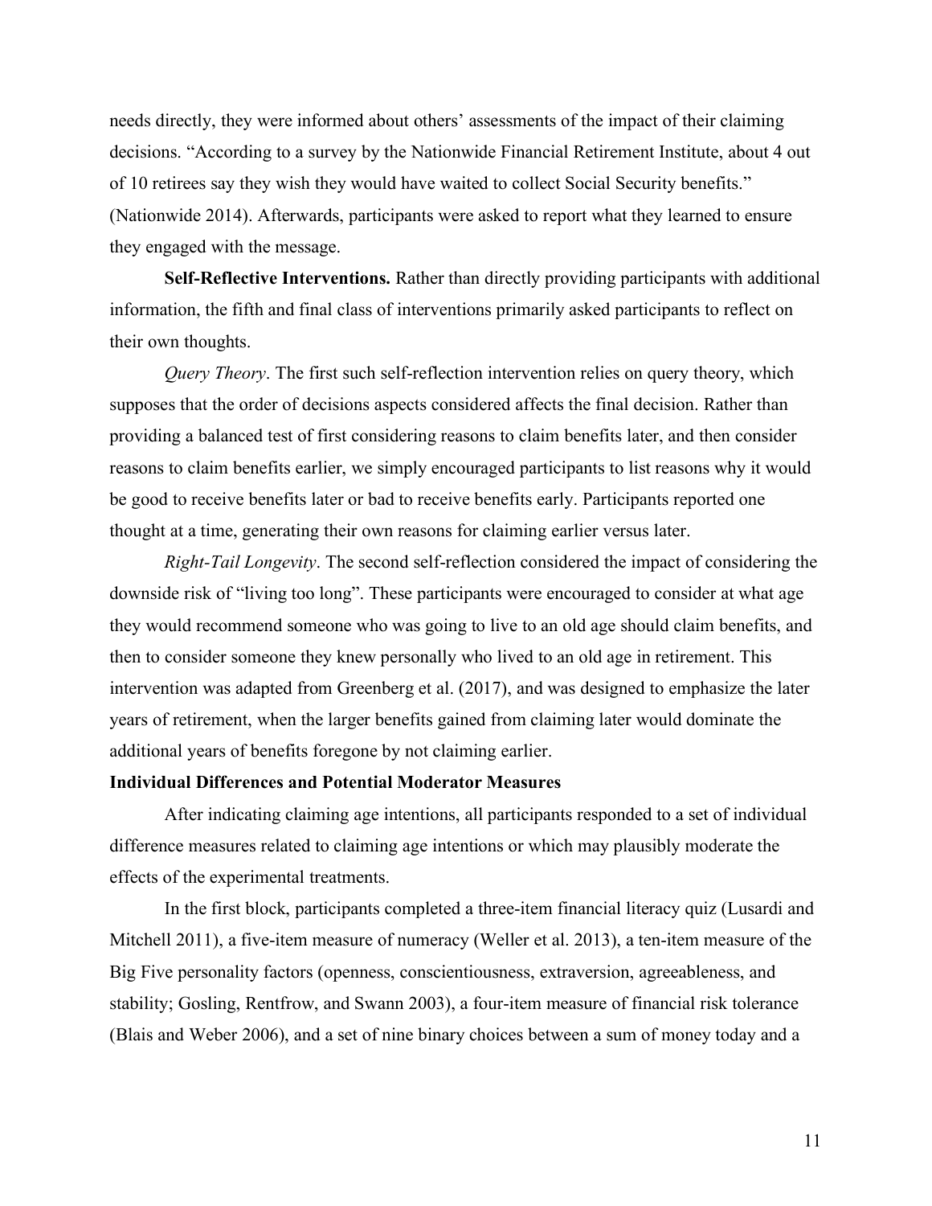needs directly, they were informed about others' assessments of the impact of their claiming decisions. "According to a survey by the Nationwide Financial Retirement Institute, about 4 out of 10 retirees say they wish they would have waited to collect Social Security benefits." (Nationwide 2014). Afterwards, participants were asked to report what they learned to ensure they engaged with the message.

**Self-Reflective Interventions.** Rather than directly providing participants with additional information, the fifth and final class of interventions primarily asked participants to reflect on their own thoughts.

*Query Theory*. The first such self-reflection intervention relies on query theory, which supposes that the order of decisions aspects considered affects the final decision. Rather than providing a balanced test of first considering reasons to claim benefits later, and then consider reasons to claim benefits earlier, we simply encouraged participants to list reasons why it would be good to receive benefits later or bad to receive benefits early. Participants reported one thought at a time, generating their own reasons for claiming earlier versus later.

*Right-Tail Longevity*. The second self-reflection considered the impact of considering the downside risk of "living too long". These participants were encouraged to consider at what age they would recommend someone who was going to live to an old age should claim benefits, and then to consider someone they knew personally who lived to an old age in retirement. This intervention was adapted from Greenberg et al. (2017), and was designed to emphasize the later years of retirement, when the larger benefits gained from claiming later would dominate the additional years of benefits foregone by not claiming earlier.

**Individual Differences and Potential Moderator Measures**

After indicating claiming age intentions, all participants responded to a set of individual difference measures related to claiming age intentions or which may plausibly moderate the effects of the experimental treatments.

In the first block, participants completed a three-item financial literacy quiz (Lusardi and Mitchell 2011), a five-item measure of numeracy (Weller et al. 2013), a ten-item measure of the Big Five personality factors (openness, conscientiousness, extraversion, agreeableness, and stability; Gosling, Rentfrow, and Swann 2003), a four-item measure of financial risk tolerance (Blais and Weber 2006), and a set of nine binary choices between a sum of money today and a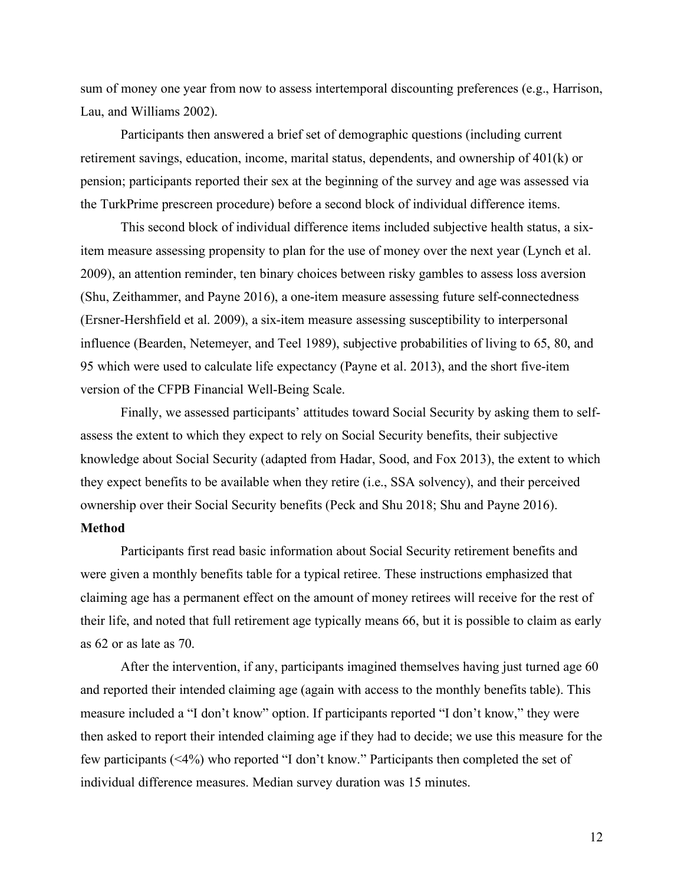sum of money one year from now to assess intertemporal discounting preferences (e.g., Harrison, Lau, and Williams 2002).

Participants then answered a brief set of demographic questions (including current retirement savings, education, income, marital status, dependents, and ownership of 401(k) or pension; participants reported their sex at the beginning of the survey and age was assessed via the TurkPrime prescreen procedure) before a second block of individual difference items.

This second block of individual difference items included subjective health status, a six-item measure assessing propensity to plan for the use of money over the next year (Lynch et al. 2009), an attention reminder, ten binary choices between risky gambles to assess loss aversion (Shu, Zeithammer, and Payne 2016), a one-item measure assessing future self-connectedness (Ersner-Hershfield et al. 2009), a six-item measure assessing susceptibility to interpersonal influence (Bearden, Netemeyer, and Teel 1989), subjective probabilities of living to 65, 80, and 95 which were used to calculate life expectancy (Payne et al. 2013), and the short five-item version of the CFPB Financial Well-Being Scale.

Finally, we assessed participants' attitudes toward Social Security by asking them to self-assess the extent to which they expect to rely on Social Security benefits, their subjective knowledge about Social Security (adapted from Hadar, Sood, and Fox 2013), the extent to which they expect benefits to be available when they retire (i.e., SSA solvency), and their perceived ownership over their Social Security benefits (Peck and Shu 2018; Shu and Payne 2016).

**Method**

Participants first read basic information about Social Security retirement benefits and were given a monthly benefits table for a typical retiree. These instructions emphasized that claiming age has a permanent effect on the amount of money retirees will receive for the rest of their life, and noted that full retirement age typically means 66, but it is possible to claim as early as 62 or as late as 70.

After the intervention, if any, participants imagined themselves having just turned age 60 and reported their intended claiming age (again with access to the monthly benefits table). This measure included a "I don't know" option. If participants reported "I don't know," they were then asked to report their intended claiming age if they had to decide; we use this measure for the few participants (<4%) who reported "I don't know." Participants then completed the set of individual difference measures. Median survey duration was 15 minutes.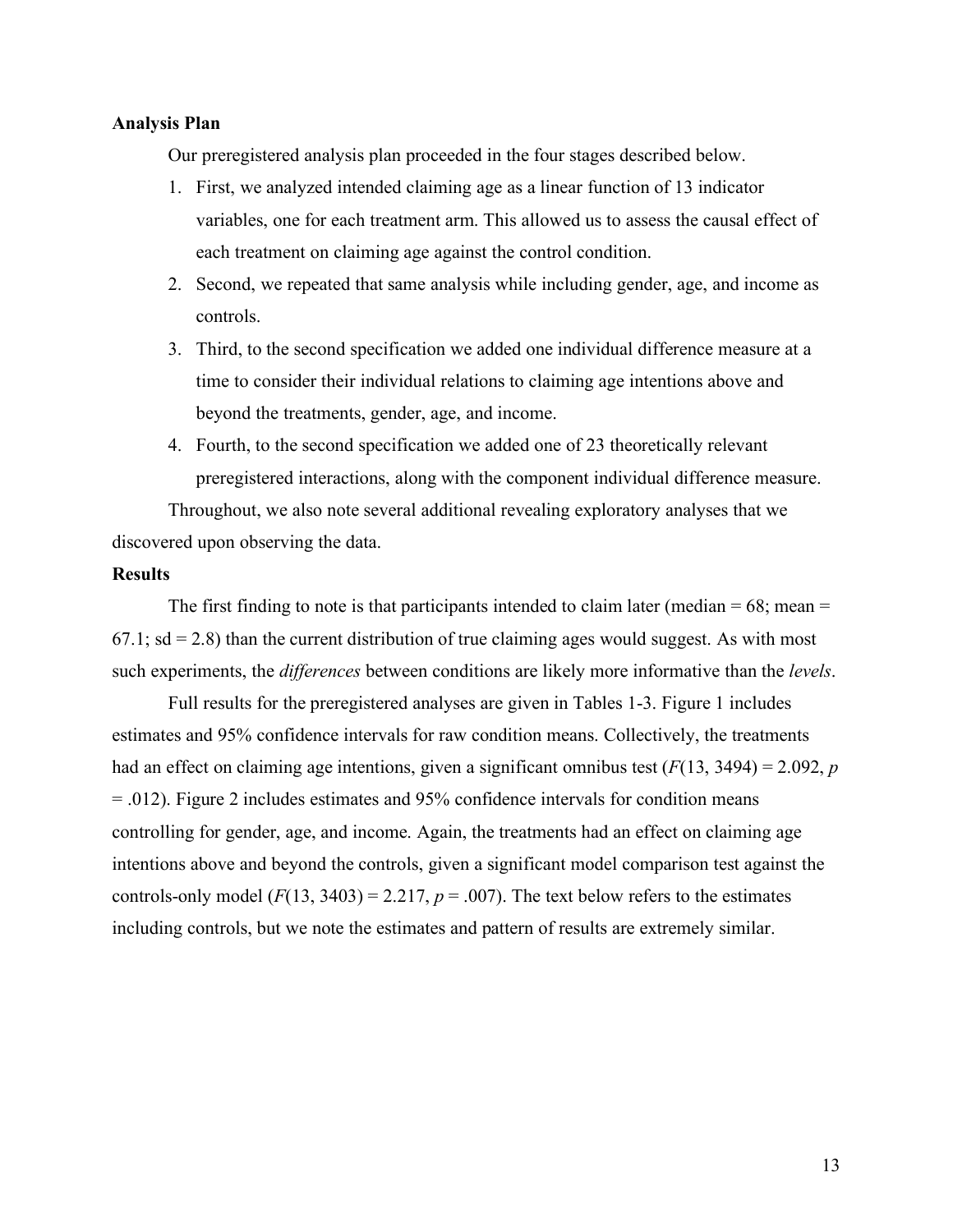### Analysis Plan

Our preregistered analysis plan proceeded in the four stages described below.

1. First, we analyzed intended claiming age as a linear function of 13 indicator variables, one for each treatment arm. This allowed us to assess the causal effect of each treatment on claiming age against the control condition.
2. Second, we repeated that same analysis while including gender, age, and income as controls.
3. Third, to the second specification we added one individual difference measure at a time to consider their individual relations to claiming age intentions above and beyond the treatments, gender, age, and income.
4. Fourth, to the second specification we added one of 23 theoretically relevant preregistered interactions, along with the component individual difference measure.

Throughout, we also note several additional revealing exploratory analyses that we discovered upon observing the data.

### Results

The first finding to note is that participants intended to claim later (median = 68; mean = 67.1; sd = 2.8) than the current distribution of true claiming ages would suggest. As with most such experiments, the *differences* between conditions are likely more informative than the *levels*.

Full results for the preregistered analyses are given in Tables 1-3. Figure 1 includes estimates and 95% confidence intervals for raw condition means. Collectively, the treatments had an effect on claiming age intentions, given a significant omnibus test ($F(13, 3494) = 2.092$, $p = .012$). Figure 2 includes estimates and 95% confidence intervals for condition means controlling for gender, age, and income. Again, the treatments had an effect on claiming age intentions above and beyond the controls, given a significant model comparison test against the controls-only model ($F(13, 3403) = 2.217$, $p = .007$). The text below refers to the estimates including controls, but we note the estimates and pattern of results are extremely similar.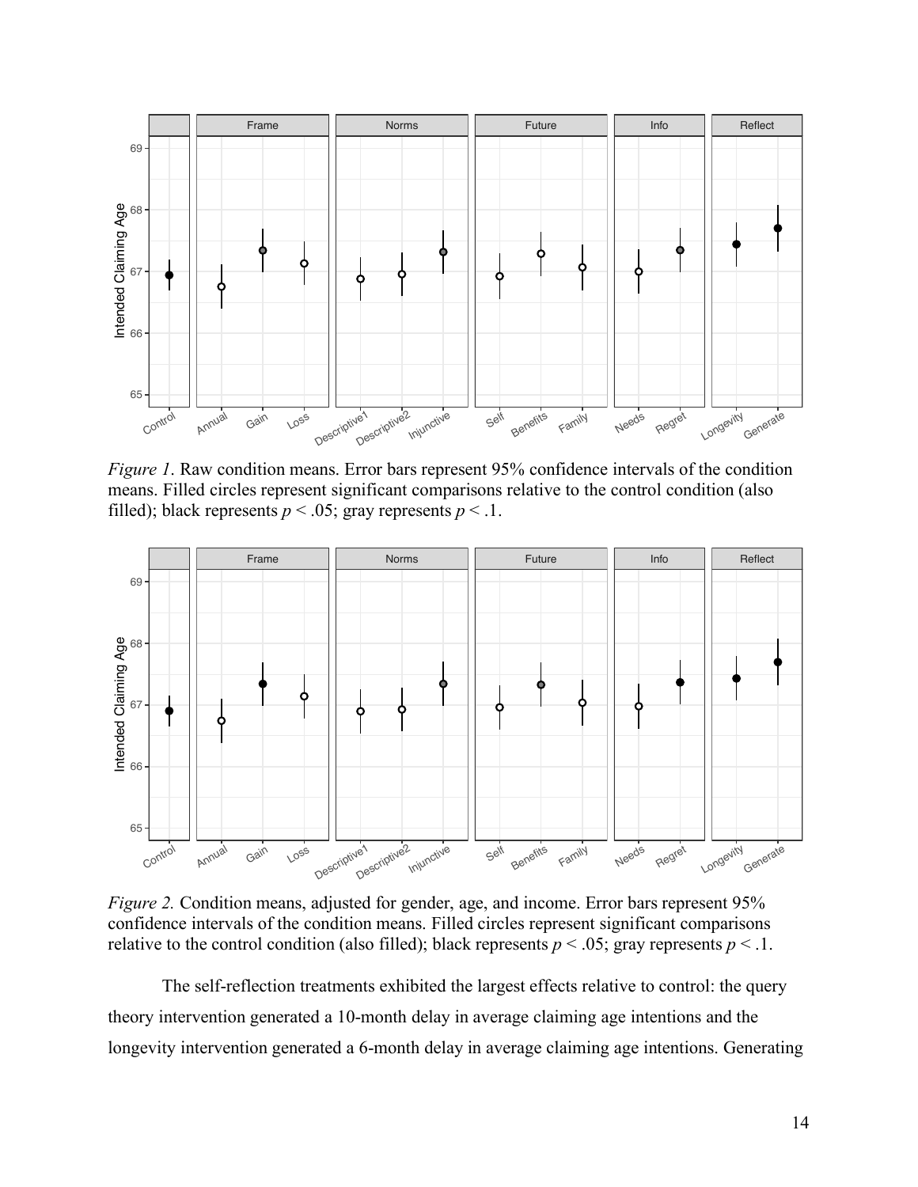*Figure 1*. Raw condition means. Error bars represent 95% confidence intervals of the condition means. Filled circles represent significant comparisons relative to the control condition (also filled); black represents $p < .05$; gray represents $p < .1$.

*Figure 2.* Condition means, adjusted for gender, age, and income. Error bars represent 95% confidence intervals of the condition means. Filled circles represent significant comparisons relative to the control condition (also filled); black represents $p < .05$; gray represents $p < .1$.

The self-reflection treatments exhibited the largest effects relative to control: the query theory intervention generated a 10-month delay in average claiming age intentions and the longevity intervention generated a 6-month delay in average claiming age intentions. Generating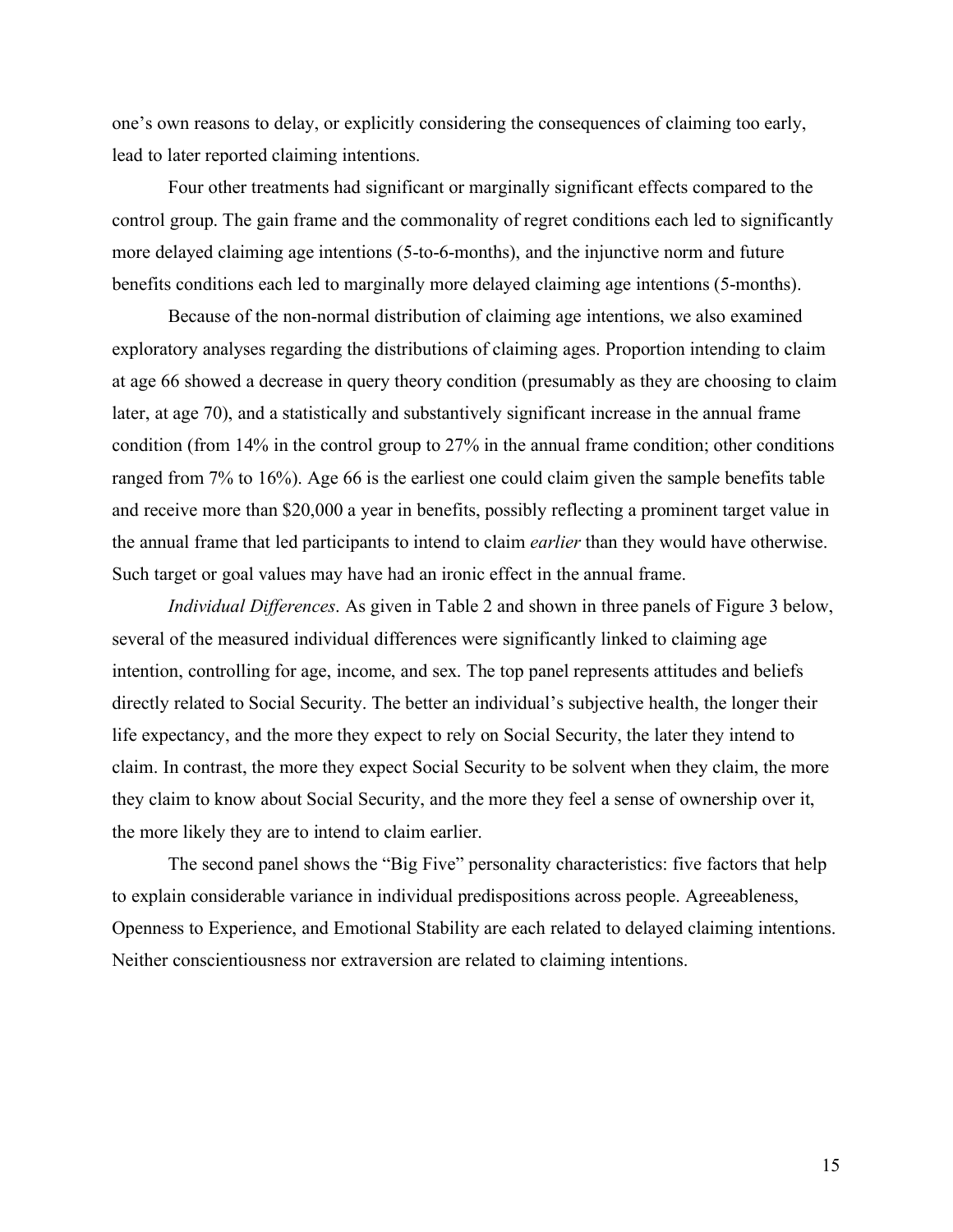one's own reasons to delay, or explicitly considering the consequences of claiming too early, lead to later reported claiming intentions.

Four other treatments had significant or marginally significant effects compared to the control group. The gain frame and the commonality of regret conditions each led to significantly more delayed claiming age intentions (5-to-6-months), and the injunctive norm and future benefits conditions each led to marginally more delayed claiming age intentions (5-months).

Because of the non-normal distribution of claiming age intentions, we also examined exploratory analyses regarding the distributions of claiming ages. Proportion intending to claim at age 66 showed a decrease in query theory condition (presumably as they are choosing to claim later, at age 70), and a statistically and substantively significant increase in the annual frame condition (from 14% in the control group to 27% in the annual frame condition; other conditions ranged from 7% to 16%). Age 66 is the earliest one could claim given the sample benefits table and receive more than \$20,000 a year in benefits, possibly reflecting a prominent target value in the annual frame that led participants to intend to claim *earlier* than they would have otherwise. Such target or goal values may have had an ironic effect in the annual frame.

*Individual Differences*. As given in Table 2 and shown in three panels of Figure 3 below, several of the measured individual differences were significantly linked to claiming age intention, controlling for age, income, and sex. The top panel represents attitudes and beliefs directly related to Social Security. The better an individual's subjective health, the longer their life expectancy, and the more they expect to rely on Social Security, the later they intend to claim. In contrast, the more they expect Social Security to be solvent when they claim, the more they claim to know about Social Security, and the more they feel a sense of ownership over it, the more likely they are to intend to claim earlier.

The second panel shows the "Big Five" personality characteristics: five factors that help to explain considerable variance in individual predispositions across people. Agreeableness, Openness to Experience, and Emotional Stability are each related to delayed claiming intentions. Neither conscientiousness nor extraversion are related to claiming intentions.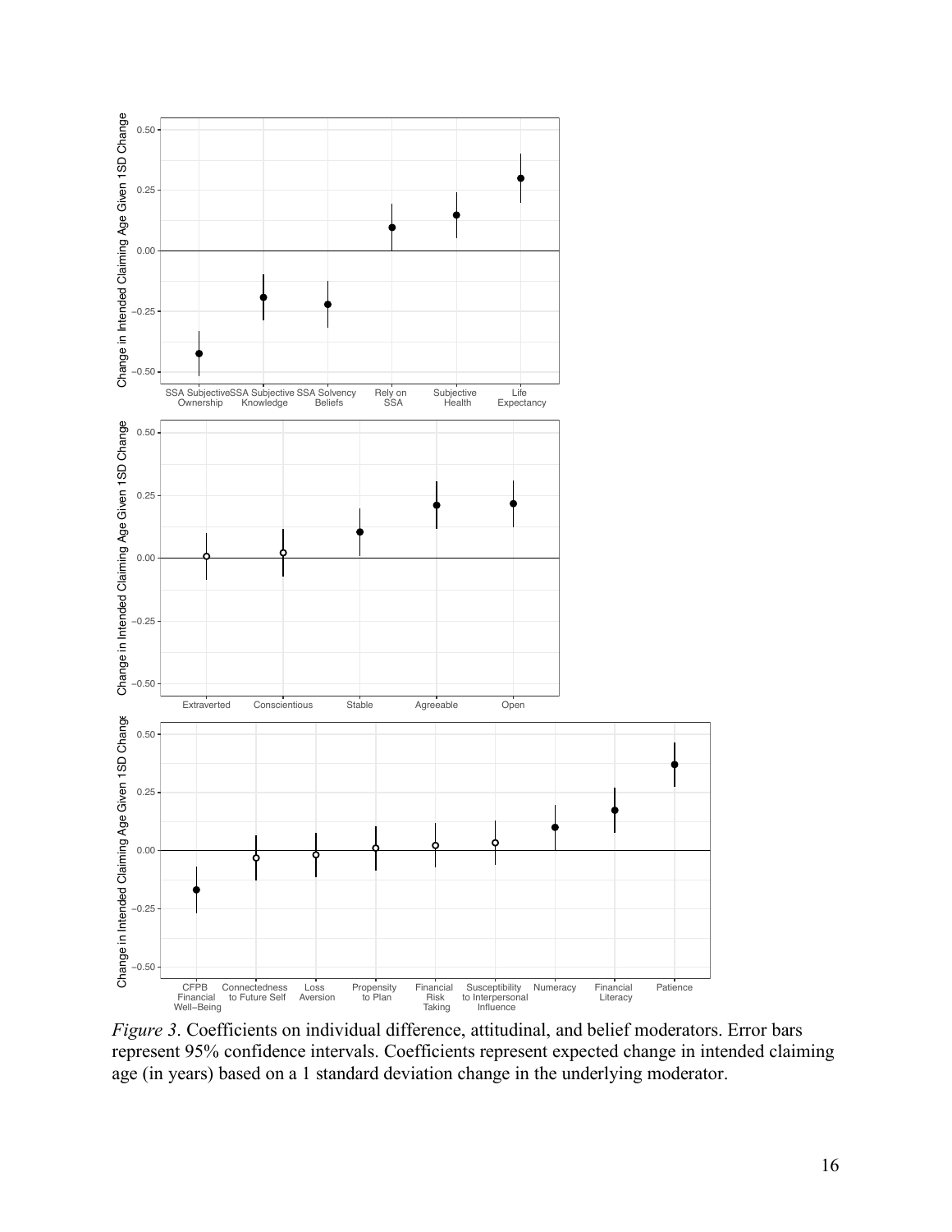*Figure 3*. Coefficients on individual difference, attitudinal, and belief moderators. Error bars represent 95% confidence intervals. Coefficients represent expected change in intended claiming age (in years) based on a 1 standard deviation change in the underlying moderator.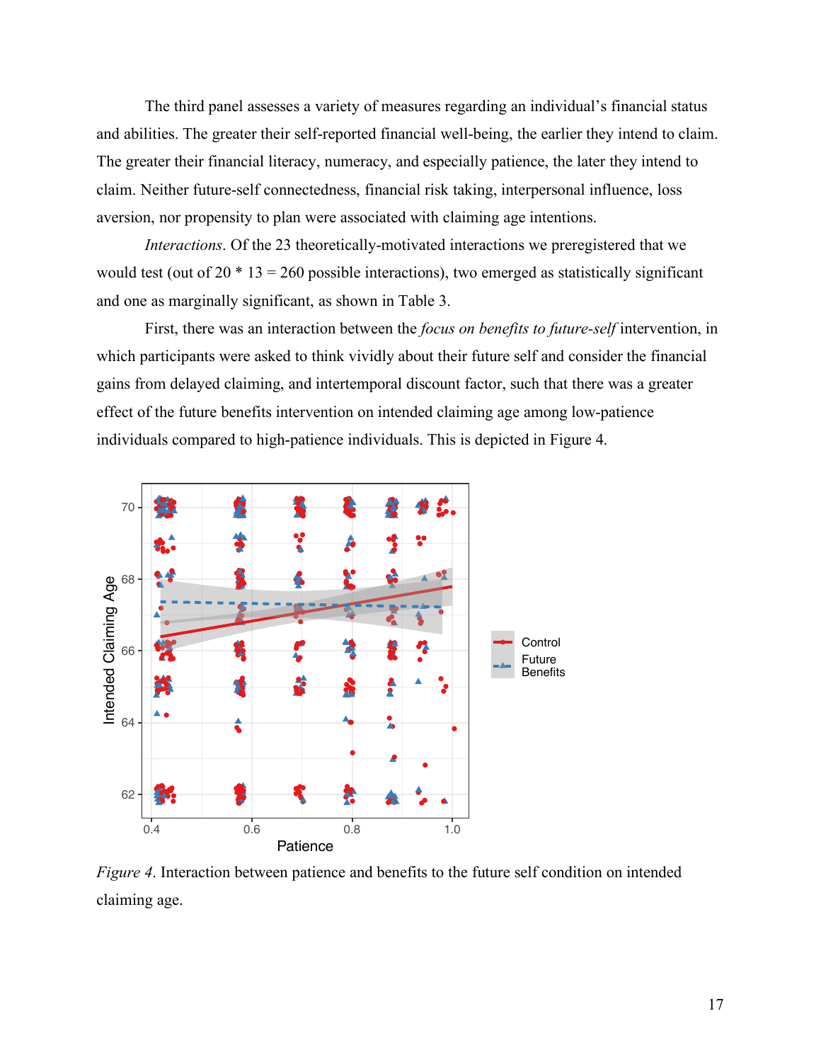The third panel assesses a variety of measures regarding an individual's financial status and abilities. The greater their self-reported financial well-being, the earlier they intend to claim. The greater their financial literacy, numeracy, and especially patience, the later they intend to claim. Neither future-self connectedness, financial risk taking, interpersonal influence, loss aversion, nor propensity to plan were associated with claiming age intentions.

*Interactions*. Of the 23 theoretically-motivated interactions we preregistered that we would test (out of 20 * 13 = 260 possible interactions), two emerged as statistically significant and one as marginally significant, as shown in Table 3.

First, there was an interaction between the *focus on benefits to future-self* intervention, in which participants were asked to think vividly about their future self and consider the financial gains from delayed claiming, and intertemporal discount factor, such that there was a greater effect of the future benefits intervention on intended claiming age among low-patience individuals compared to high-patience individuals. This is depicted in Figure 4.

*Figure 4*. Interaction between patience and benefits to the future self condition on intended claiming age.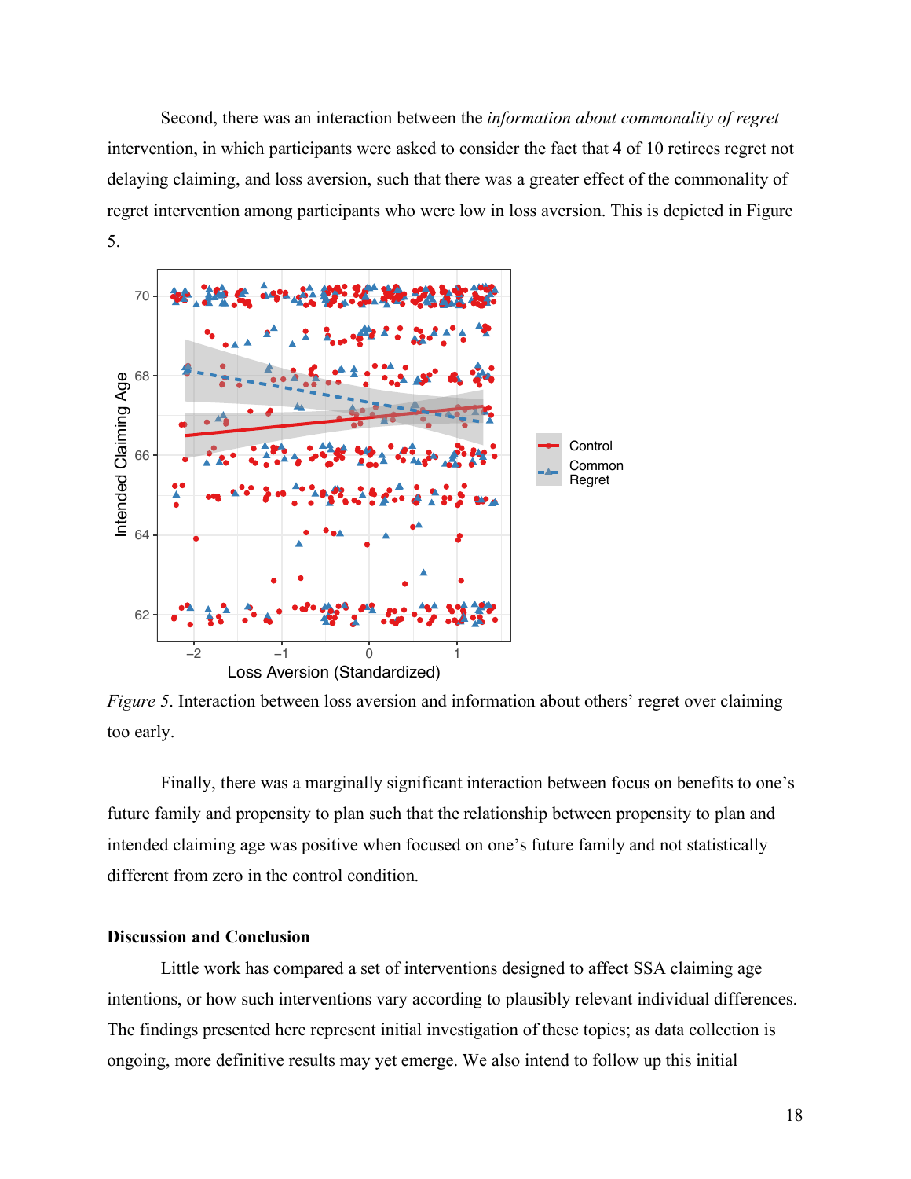Second, there was an interaction between the *information about commonality of regret* intervention, in which participants were asked to consider the fact that 4 of 10 retirees regret not delaying claiming, and loss aversion, such that there was a greater effect of the commonality of regret intervention among participants who were low in loss aversion. This is depicted in Figure 5.

*Figure 5*. Interaction between loss aversion and information about others' regret over claiming too early.

Finally, there was a marginally significant interaction between focus on benefits to one's future family and propensity to plan such that the relationship between propensity to plan and intended claiming age was positive when focused on one's future family and not statistically different from zero in the control condition.

**Discussion and Conclusion**

Little work has compared a set of interventions designed to affect SSA claiming age intentions, or how such interventions vary according to plausibly relevant individual differences. The findings presented here represent initial investigation of these topics; as data collection is ongoing, more definitive results may yet emerge. We also intend to follow up this initial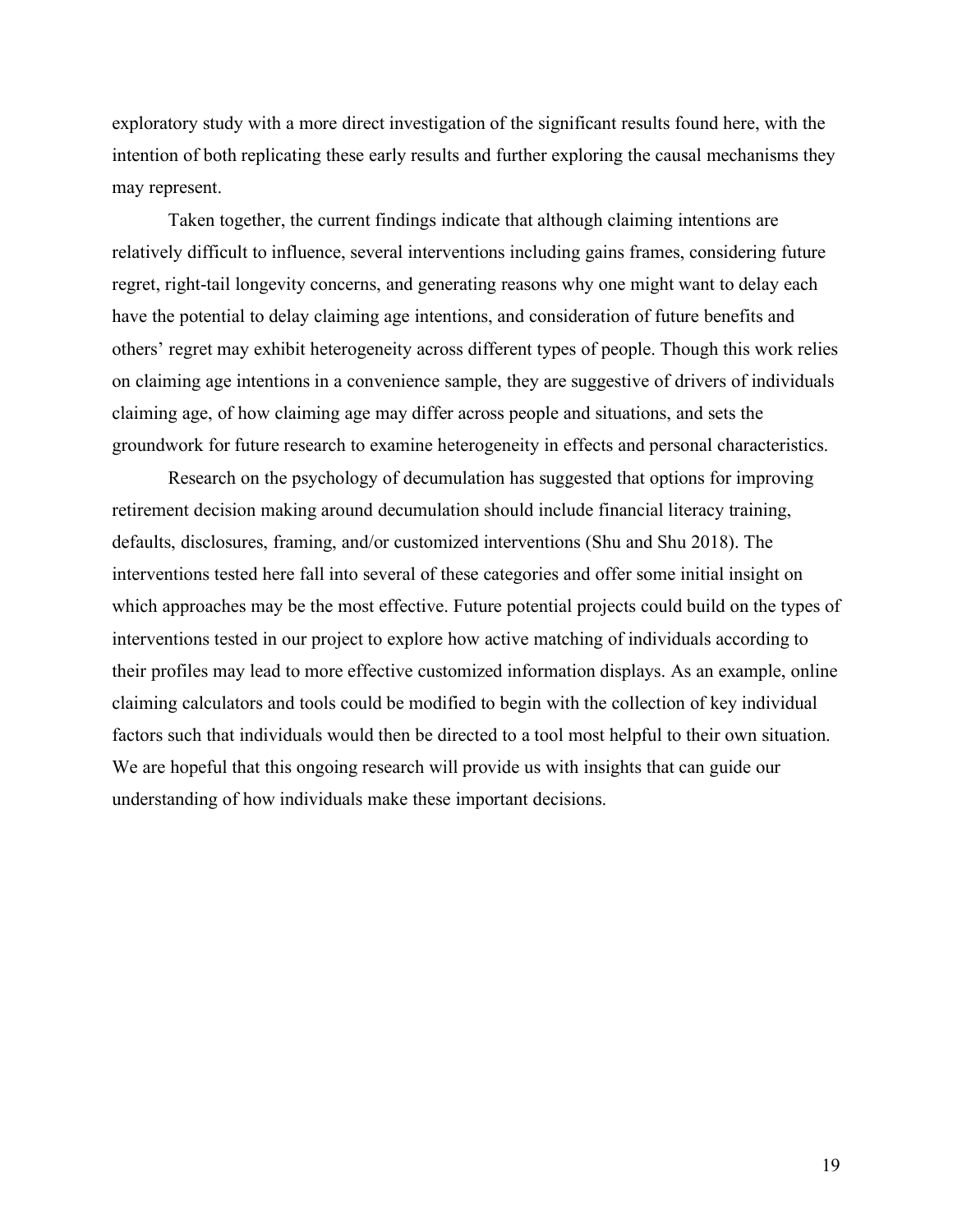exploratory study with a more direct investigation of the significant results found here, with the intention of both replicating these early results and further exploring the causal mechanisms they may represent.

Taken together, the current findings indicate that although claiming intentions are relatively difficult to influence, several interventions including gains frames, considering future regret, right-tail longevity concerns, and generating reasons why one might want to delay each have the potential to delay claiming age intentions, and consideration of future benefits and others' regret may exhibit heterogeneity across different types of people. Though this work relies on claiming age intentions in a convenience sample, they are suggestive of drivers of individuals claiming age, of how claiming age may differ across people and situations, and sets the groundwork for future research to examine heterogeneity in effects and personal characteristics.

Research on the psychology of decumulation has suggested that options for improving retirement decision making around decumulation should include financial literacy training, defaults, disclosures, framing, and/or customized interventions (Shu and Shu 2018). The interventions tested here fall into several of these categories and offer some initial insight on which approaches may be the most effective. Future potential projects could build on the types of interventions tested in our project to explore how active matching of individuals according to their profiles may lead to more effective customized information displays. As an example, online claiming calculators and tools could be modified to begin with the collection of key individual factors such that individuals would then be directed to a tool most helpful to their own situation. We are hopeful that this ongoing research will provide us with insights that can guide our understanding of how individuals make these important decisions.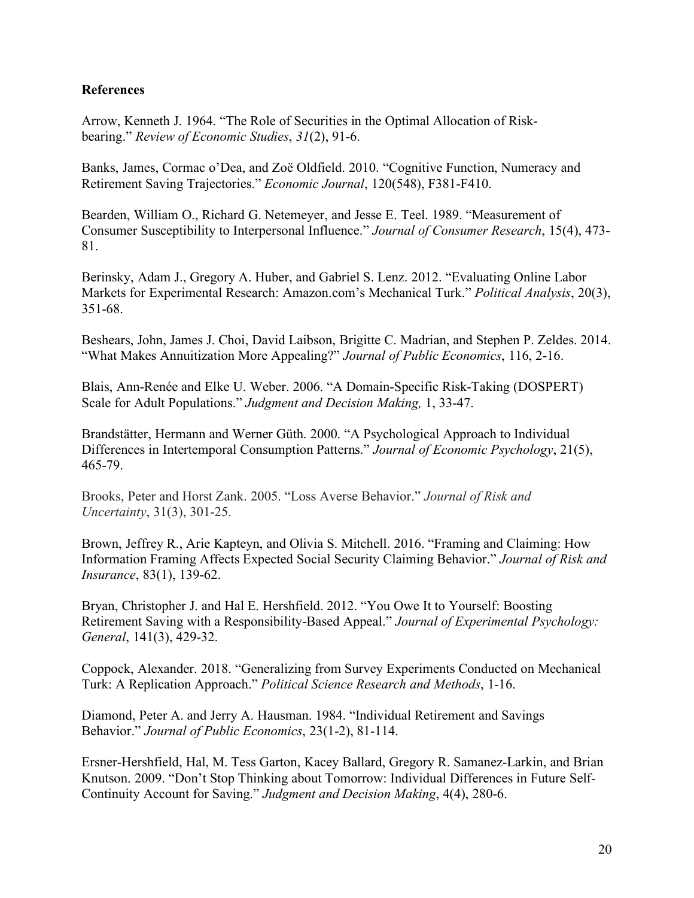**References**

Arrow, Kenneth J. 1964. "The Role of Securities in the Optimal Allocation of Risk-bearing." *Review of Economic Studies*, *31*(2), 91-6.

Banks, James, Cormac o'Dea, and Zoë Oldfield. 2010. "Cognitive Function, Numeracy and Retirement Saving Trajectories." *Economic Journal*, 120(548), F381-F410.

Bearden, William O., Richard G. Netemeyer, and Jesse E. Teel. 1989. "Measurement of Consumer Susceptibility to Interpersonal Influence." *Journal of Consumer Research*, 15(4), 473-81.

Berinsky, Adam J., Gregory A. Huber, and Gabriel S. Lenz. 2012. "Evaluating Online Labor Markets for Experimental Research: Amazon.com's Mechanical Turk." *Political Analysis*, 20(3), 351-68.

Beshears, John, James J. Choi, David Laibson, Brigitte C. Madrian, and Stephen P. Zeldes. 2014. "What Makes Annuitization More Appealing?" *Journal of Public Economics*, 116, 2-16.

Blais, Ann-Renée and Elke U. Weber. 2006. "A Domain-Specific Risk-Taking (DOSPERT) Scale for Adult Populations." *Judgment and Decision Making,* 1, 33-47.

Brandstätter, Hermann and Werner Güth. 2000. "A Psychological Approach to Individual Differences in Intertemporal Consumption Patterns." *Journal of Economic Psychology*, 21(5), 465-79.

Brooks, Peter and Horst Zank. 2005. "Loss Averse Behavior." *Journal of Risk and Uncertainty*, 31(3), 301-25.

Brown, Jeffrey R., Arie Kapteyn, and Olivia S. Mitchell. 2016. "Framing and Claiming: How Information Framing Affects Expected Social Security Claiming Behavior." *Journal of Risk and Insurance*, 83(1), 139-62.

Bryan, Christopher J. and Hal E. Hershfield. 2012. "You Owe It to Yourself: Boosting Retirement Saving with a Responsibility-Based Appeal." *Journal of Experimental Psychology: General*, 141(3), 429-32.

Coppock, Alexander. 2018. "Generalizing from Survey Experiments Conducted on Mechanical Turk: A Replication Approach." *Political Science Research and Methods*, 1-16.

Diamond, Peter A. and Jerry A. Hausman. 1984. "Individual Retirement and Savings Behavior." *Journal of Public Economics*, 23(1-2), 81-114.

Ersner-Hershfield, Hal, M. Tess Garton, Kacey Ballard, Gregory R. Samanez-Larkin, and Brian Knutson. 2009. "Don't Stop Thinking about Tomorrow: Individual Differences in Future Self-Continuity Account for Saving." *Judgment and Decision Making*, 4(4), 280-6.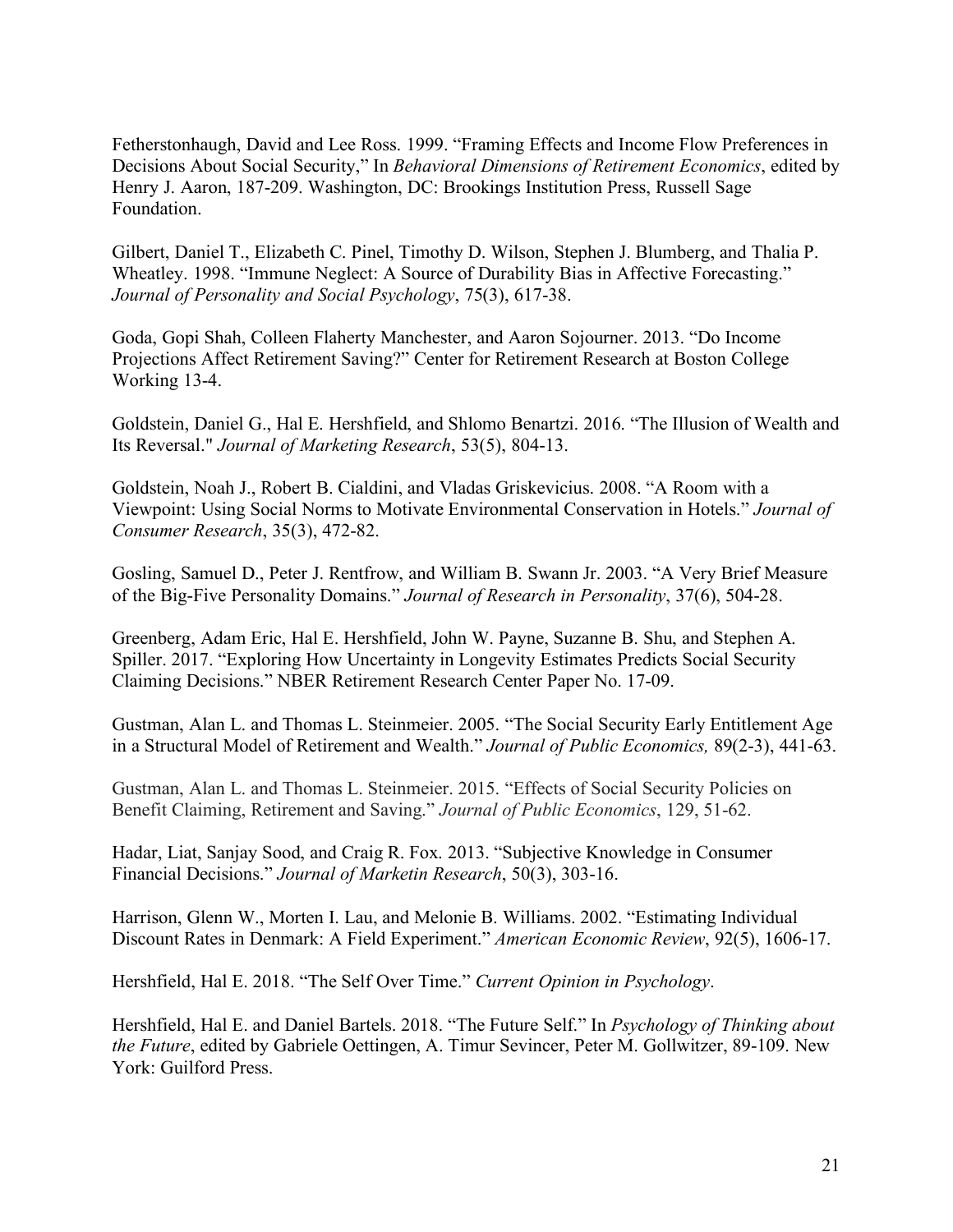Fetherstonhaugh, David and Lee Ross. 1999. "Framing Effects and Income Flow Preferences in Decisions About Social Security," In *Behavioral Dimensions of Retirement Economics*, edited by Henry J. Aaron, 187-209. Washington, DC: Brookings Institution Press, Russell Sage Foundation.

Gilbert, Daniel T., Elizabeth C. Pinel, Timothy D. Wilson, Stephen J. Blumberg, and Thalia P. Wheatley. 1998. "Immune Neglect: A Source of Durability Bias in Affective Forecasting." *Journal of Personality and Social Psychology*, 75(3), 617-38.

Goda, Gopi Shah, Colleen Flaherty Manchester, and Aaron Sojourner. 2013. "Do Income Projections Affect Retirement Saving?" Center for Retirement Research at Boston College Working 13-4.

Goldstein, Daniel G., Hal E. Hershfield, and Shlomo Benartzi. 2016. "The Illusion of Wealth and Its Reversal." *Journal of Marketing Research*, 53(5), 804-13.

Goldstein, Noah J., Robert B. Cialdini, and Vladas Griskevicius. 2008. "A Room with a Viewpoint: Using Social Norms to Motivate Environmental Conservation in Hotels." *Journal of Consumer Research*, 35(3), 472-82.

Gosling, Samuel D., Peter J. Rentfrow, and William B. Swann Jr. 2003. "A Very Brief Measure of the Big-Five Personality Domains." *Journal of Research in Personality*, 37(6), 504-28.

Greenberg, Adam Eric, Hal E. Hershfield, John W. Payne, Suzanne B. Shu, and Stephen A. Spiller. 2017. "Exploring How Uncertainty in Longevity Estimates Predicts Social Security Claiming Decisions." NBER Retirement Research Center Paper No. 17-09.

Gustman, Alan L. and Thomas L. Steinmeier. 2005. "The Social Security Early Entitlement Age in a Structural Model of Retirement and Wealth." *Journal of Public Economics,* 89(2-3), 441-63.

Gustman, Alan L. and Thomas L. Steinmeier. 2015. "Effects of Social Security Policies on Benefit Claiming, Retirement and Saving." *Journal of Public Economics*, 129, 51-62.

Hadar, Liat, Sanjay Sood, and Craig R. Fox. 2013. "Subjective Knowledge in Consumer Financial Decisions." *Journal of Marketin Research*, 50(3), 303-16.

Harrison, Glenn W., Morten I. Lau, and Melonie B. Williams. 2002. "Estimating Individual Discount Rates in Denmark: A Field Experiment." *American Economic Review*, 92(5), 1606-17.

Hershfield, Hal E. 2018. "The Self Over Time." *Current Opinion in Psychology*.

Hershfield, Hal E. and Daniel Bartels. 2018. "The Future Self." In *Psychology of Thinking about the Future*, edited by Gabriele Oettingen, A. Timur Sevincer, Peter M. Gollwitzer, 89-109. New York: Guilford Press.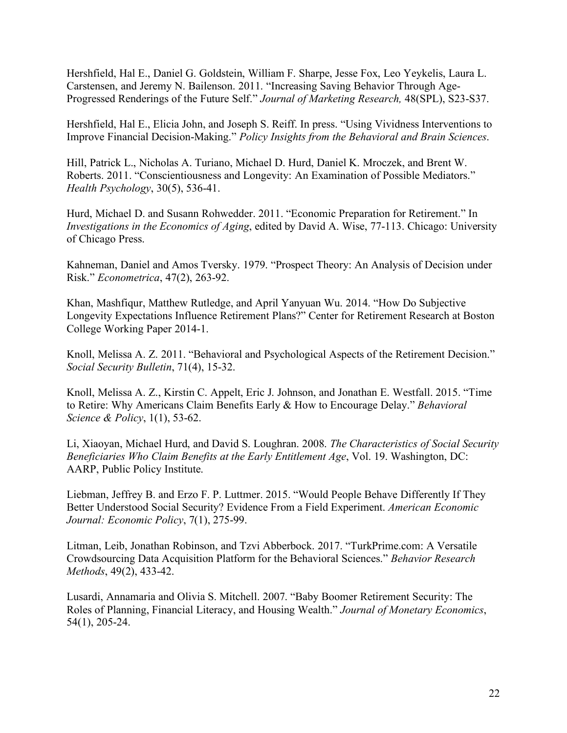Hershfield, Hal E., Daniel G. Goldstein, William F. Sharpe, Jesse Fox, Leo Yeykelis, Laura L. Carstensen, and Jeremy N. Bailenson. 2011. "Increasing Saving Behavior Through Age-Progressed Renderings of the Future Self." *Journal of Marketing Research,* 48(SPL), S23-S37.

Hershfield, Hal E., Elicia John, and Joseph S. Reiff. In press. "Using Vividness Interventions to Improve Financial Decision-Making." *Policy Insights from the Behavioral and Brain Sciences*.

Hill, Patrick L., Nicholas A. Turiano, Michael D. Hurd, Daniel K. Mroczek, and Brent W. Roberts. 2011. "Conscientiousness and Longevity: An Examination of Possible Mediators." *Health Psychology*, 30(5), 536-41.

Hurd, Michael D. and Susann Rohwedder. 2011. "Economic Preparation for Retirement." In *Investigations in the Economics of Aging*, edited by David A. Wise, 77-113. Chicago: University of Chicago Press.

Kahneman, Daniel and Amos Tversky. 1979. "Prospect Theory: An Analysis of Decision under Risk." *Econometrica*, 47(2), 263-92.

Khan, Mashfiqur, Matthew Rutledge, and April Yanyuan Wu. 2014. "How Do Subjective Longevity Expectations Influence Retirement Plans?" Center for Retirement Research at Boston College Working Paper 2014-1.

Knoll, Melissa A. Z. 2011. "Behavioral and Psychological Aspects of the Retirement Decision." *Social Security Bulletin*, 71(4), 15-32.

Knoll, Melissa A. Z., Kirstin C. Appelt, Eric J. Johnson, and Jonathan E. Westfall. 2015. "Time to Retire: Why Americans Claim Benefits Early & How to Encourage Delay." *Behavioral Science & Policy*, 1(1), 53-62.

Li, Xiaoyan, Michael Hurd, and David S. Loughran. 2008. *The Characteristics of Social Security Beneficiaries Who Claim Benefits at the Early Entitlement Age*, Vol. 19. Washington, DC: AARP, Public Policy Institute.

Liebman, Jeffrey B. and Erzo F. P. Luttmer. 2015. "Would People Behave Differently If They Better Understood Social Security? Evidence From a Field Experiment. *American Economic Journal: Economic Policy*, 7(1), 275-99.

Litman, Leib, Jonathan Robinson, and Tzvi Abberbock. 2017. "TurkPrime.com: A Versatile Crowdsourcing Data Acquisition Platform for the Behavioral Sciences." *Behavior Research Methods*, 49(2), 433-42.

Lusardi, Annamaria and Olivia S. Mitchell. 2007. "Baby Boomer Retirement Security: The Roles of Planning, Financial Literacy, and Housing Wealth." *Journal of Monetary Economics*, 54(1), 205-24.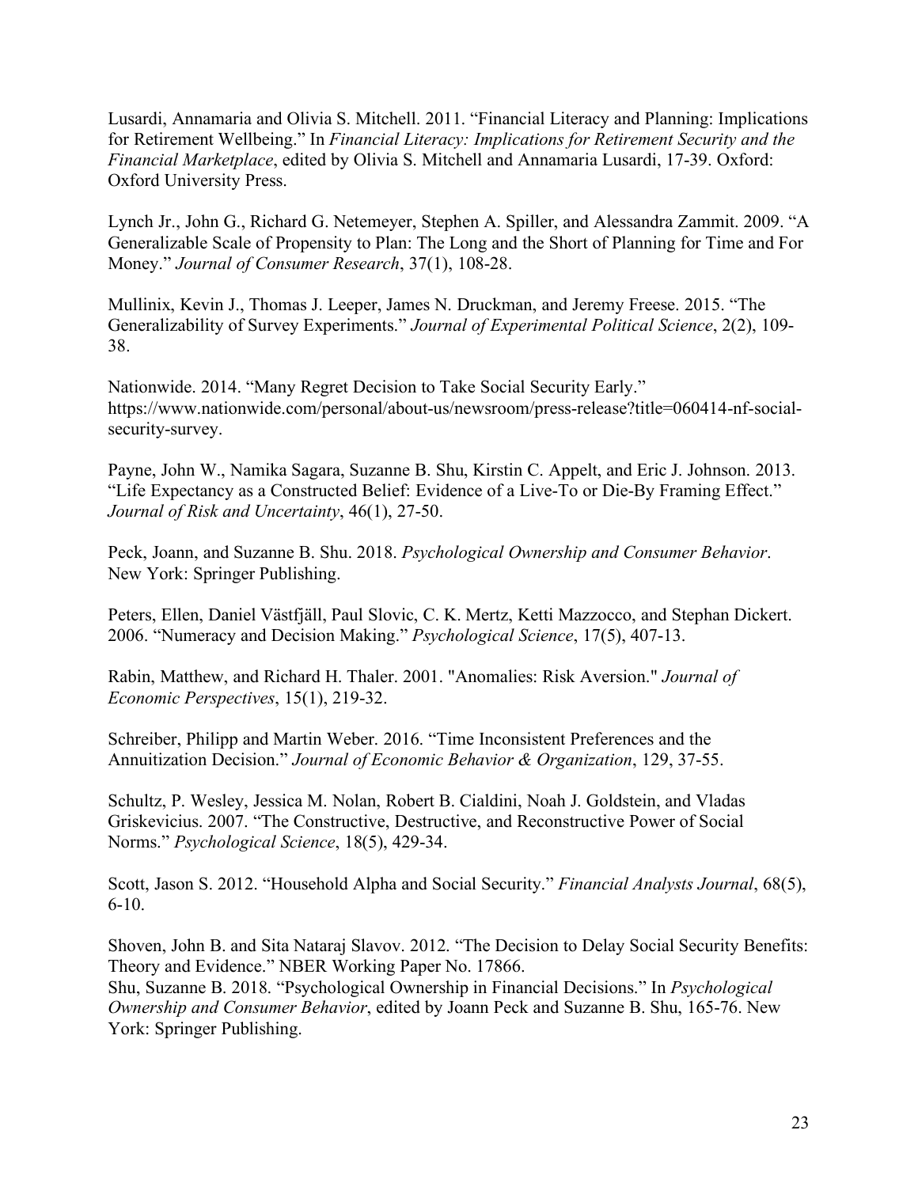Lusardi, Annamaria and Olivia S. Mitchell. 2011. "Financial Literacy and Planning: Implications for Retirement Wellbeing." In *Financial Literacy: Implications for Retirement Security and the Financial Marketplace*, edited by Olivia S. Mitchell and Annamaria Lusardi, 17-39. Oxford: Oxford University Press.

Lynch Jr., John G., Richard G. Netemeyer, Stephen A. Spiller, and Alessandra Zammit. 2009. "A Generalizable Scale of Propensity to Plan: The Long and the Short of Planning for Time and For Money." *Journal of Consumer Research*, 37(1), 108-28.

Mullinix, Kevin J., Thomas J. Leeper, James N. Druckman, and Jeremy Freese. 2015. "The Generalizability of Survey Experiments." *Journal of Experimental Political Science*, 2(2), 109-38.

Nationwide. 2014. "Many Regret Decision to Take Social Security Early." https://www.nationwide.com/personal/about-us/newsroom/press-release?title=060414-nf-social-security-survey.

Payne, John W., Namika Sagara, Suzanne B. Shu, Kirstin C. Appelt, and Eric J. Johnson. 2013. "Life Expectancy as a Constructed Belief: Evidence of a Live-To or Die-By Framing Effect." *Journal of Risk and Uncertainty*, 46(1), 27-50.

Peck, Joann, and Suzanne B. Shu. 2018. *Psychological Ownership and Consumer Behavior*. New York: Springer Publishing.

Peters, Ellen, Daniel Västfjäll, Paul Slovic, C. K. Mertz, Ketti Mazzocco, and Stephan Dickert. 2006. "Numeracy and Decision Making." *Psychological Science*, 17(5), 407-13.

Rabin, Matthew, and Richard H. Thaler. 2001. "Anomalies: Risk Aversion." *Journal of Economic Perspectives*, 15(1), 219-32.

Schreiber, Philipp and Martin Weber. 2016. "Time Inconsistent Preferences and the Annuitization Decision." *Journal of Economic Behavior & Organization*, 129, 37-55.

Schultz, P. Wesley, Jessica M. Nolan, Robert B. Cialdini, Noah J. Goldstein, and Vladas Griskevicius. 2007. "The Constructive, Destructive, and Reconstructive Power of Social Norms." *Psychological Science*, 18(5), 429-34.

Scott, Jason S. 2012. "Household Alpha and Social Security." *Financial Analysts Journal*, 68(5), 6-10.

Shoven, John B. and Sita Nataraj Slavov. 2012. "The Decision to Delay Social Security Benefits: Theory and Evidence." NBER Working Paper No. 17866.

Shu, Suzanne B. 2018. "Psychological Ownership in Financial Decisions." In *Psychological Ownership and Consumer Behavior*, edited by Joann Peck and Suzanne B. Shu, 165-76. New York: Springer Publishing.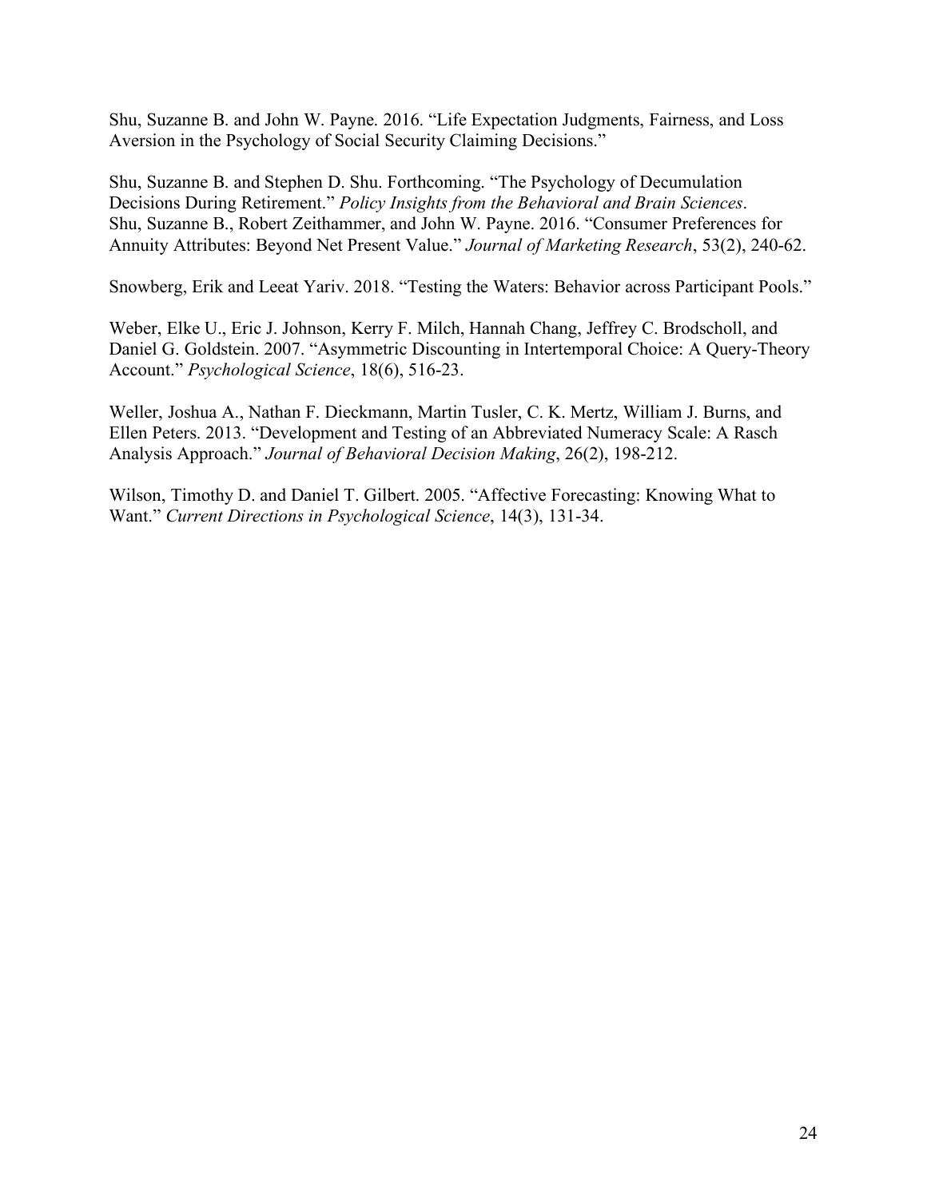Shu, Suzanne B. and John W. Payne. 2016. "Life Expectation Judgments, Fairness, and Loss Aversion in the Psychology of Social Security Claiming Decisions."

Shu, Suzanne B. and Stephen D. Shu. Forthcoming. "The Psychology of Decumulation Decisions During Retirement." *Policy Insights from the Behavioral and Brain Sciences*.
Shu, Suzanne B., Robert Zeithammer, and John W. Payne. 2016. "Consumer Preferences for Annuity Attributes: Beyond Net Present Value." *Journal of Marketing Research*, 53(2), 240-62.

Snowberg, Erik and Leeat Yariv. 2018. "Testing the Waters: Behavior across Participant Pools."

Weber, Elke U., Eric J. Johnson, Kerry F. Milch, Hannah Chang, Jeffrey C. Brodscholl, and Daniel G. Goldstein. 2007. "Asymmetric Discounting in Intertemporal Choice: A Query-Theory Account." *Psychological Science*, 18(6), 516-23.

Weller, Joshua A., Nathan F. Dieckmann, Martin Tusler, C. K. Mertz, William J. Burns, and Ellen Peters. 2013. "Development and Testing of an Abbreviated Numeracy Scale: A Rasch Analysis Approach." *Journal of Behavioral Decision Making*, 26(2), 198-212.

Wilson, Timothy D. and Daniel T. Gilbert. 2005. "Affective Forecasting: Knowing What to Want." *Current Directions in Psychological Science*, 14(3), 131-34.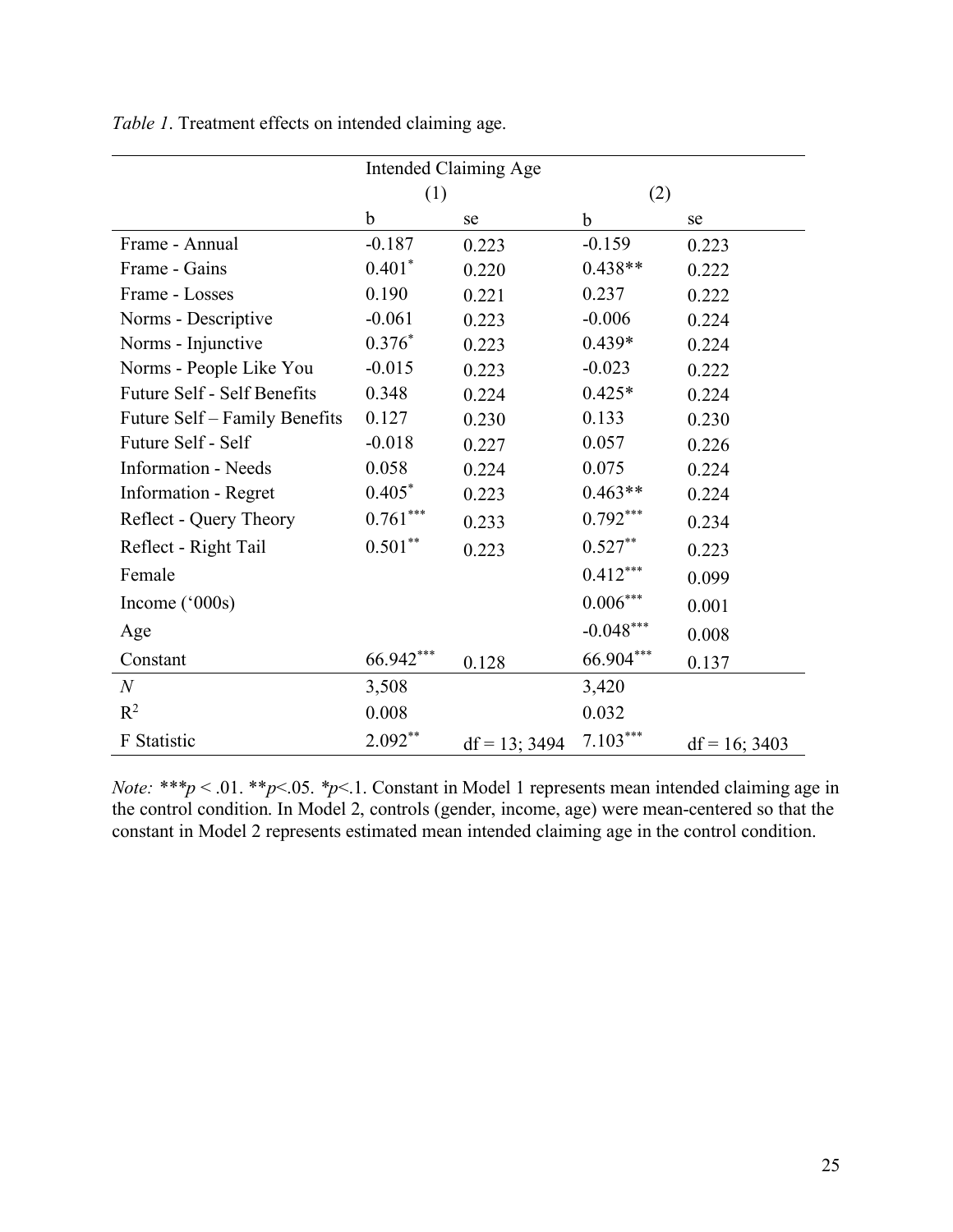*Table 1*. Treatment effects on intended claiming age.

| | Intended Claiming Age | | | |
|---|---|---|---|---|
| | (1) | | (2) | |
| | b | se | b | se |
| Frame - Annual | -0.187 | 0.223 | -0.159 | 0.223 |
| Frame - Gains | 0.401* | 0.220 | 0.438** | 0.222 |
| Frame - Losses | 0.190 | 0.221 | 0.237 | 0.222 |
| Norms - Descriptive | -0.061 | 0.223 | -0.006 | 0.224 |
| Norms - Injunctive | 0.376* | 0.223 | 0.439* | 0.224 |
| Norms - People Like You | -0.015 | 0.223 | -0.023 | 0.222 |
| Future Self - Self Benefits | 0.348 | 0.224 | 0.425* | 0.224 |
| Future Self – Family Benefits | 0.127 | 0.230 | 0.133 | 0.230 |
| Future Self - Self | -0.018 | 0.227 | 0.057 | 0.226 |
| Information - Needs | 0.058 | 0.224 | 0.075 | 0.224 |
| Information - Regret | 0.405* | 0.223 | 0.463** | 0.224 |
| Reflect - Query Theory | 0.761*** | 0.233 | 0.792*** | 0.234 |
| Reflect - Right Tail | 0.501** | 0.223 | 0.527** | 0.223 |
| Female | | | 0.412*** | 0.099 |
| Income ('000s) | | | 0.006*** | 0.001 |
| Age | | | -0.048*** | 0.008 |
| Constant | 66.942*** | 0.128 | 66.904*** | 0.137 |
| *N* | 3,508 | | 3,420 | |
| $R^2$ | 0.008 | | 0.032 | |
| F Statistic | 2.092** | df = 13; 3494 | 7.103*** | df = 16; 3403 |

*Note:* ****p* < .01. ***p*<.05. **p*<.1. Constant in Model 1 represents mean intended claiming age in the control condition. In Model 2, controls (gender, income, age) were mean-centered so that the constant in Model 2 represents estimated mean intended claiming age in the control condition.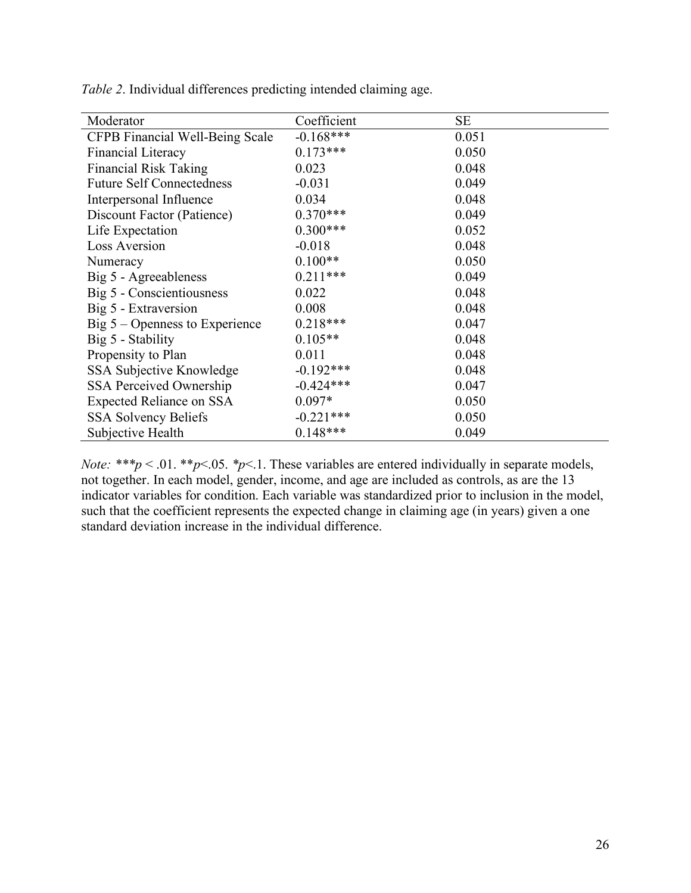*Table 2*. Individual differences predicting intended claiming age.

| Moderator | Coefficient | SE |
|---|---|---|
| CFPB Financial Well-Being Scale | -0.168*** | 0.051 |
| Financial Literacy | 0.173*** | 0.050 |
| Financial Risk Taking | 0.023 | 0.048 |
| Future Self Connectedness | -0.031 | 0.049 |
| Interpersonal Influence | 0.034 | 0.048 |
| Discount Factor (Patience) | 0.370*** | 0.049 |
| Life Expectation | 0.300*** | 0.052 |
| Loss Aversion | -0.018 | 0.048 |
| Numeracy | 0.100** | 0.050 |
| Big 5 - Agreeableness | 0.211*** | 0.049 |
| Big 5 - Conscientiousness | 0.022 | 0.048 |
| Big 5 - Extraversion | 0.008 | 0.048 |
| Big 5 – Openness to Experience | 0.218*** | 0.047 |
| Big 5 - Stability | 0.105** | 0.048 |
| Propensity to Plan | 0.011 | 0.048 |
| SSA Subjective Knowledge | -0.192*** | 0.048 |
| SSA Perceived Ownership | -0.424*** | 0.047 |
| Expected Reliance on SSA | 0.097* | 0.050 |
| SSA Solvency Beliefs | -0.221*** | 0.050 |
| Subjective Health | 0.148*** | 0.049 |

*Note:* ***$p < .01$. **$p < .05$. *$p < .1$. These variables are entered individually in separate models, not together. In each model, gender, income, and age are included as controls, as are the 13 indicator variables for condition. Each variable was standardized prior to inclusion in the model, such that the coefficient represents the expected change in claiming age (in years) given a one standard deviation increase in the individual difference.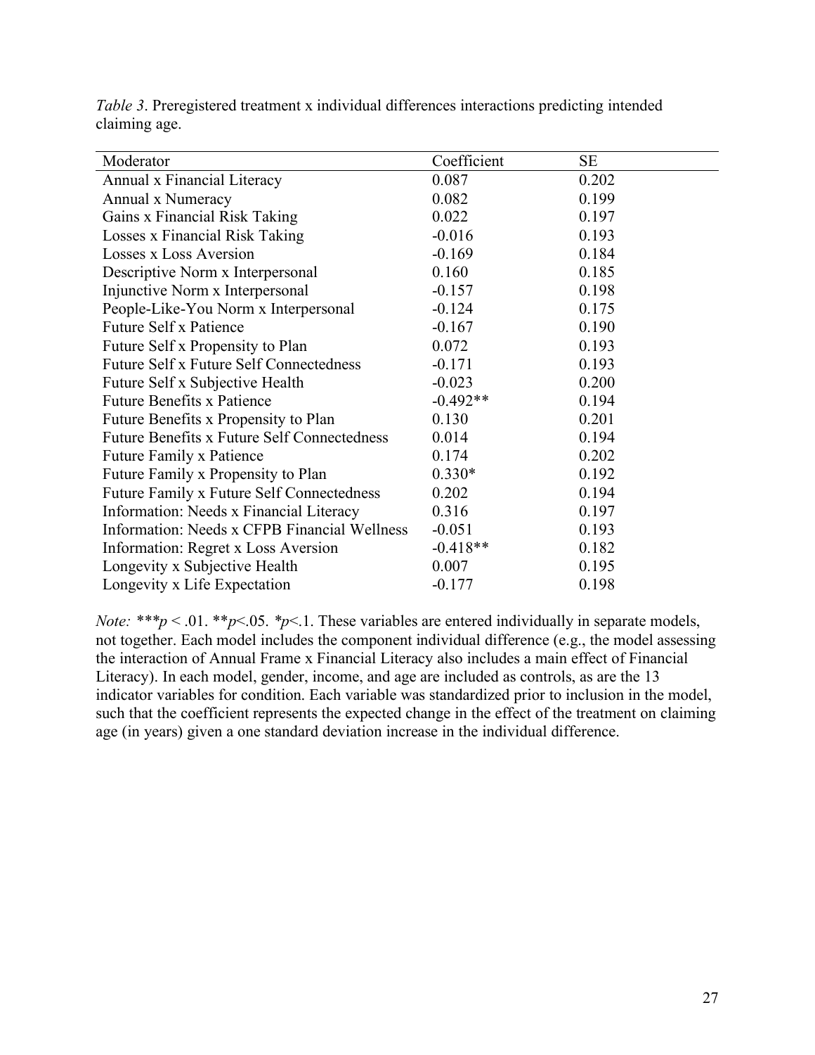*Table 3*. Preregistered treatment x individual differences interactions predicting intended claiming age.

| Moderator | Coefficient | SE |
|---|---|---|
| Annual x Financial Literacy | 0.087 | 0.202 |
| Annual x Numeracy | 0.082 | 0.199 |
| Gains x Financial Risk Taking | 0.022 | 0.197 |
| Losses x Financial Risk Taking | -0.016 | 0.193 |
| Losses x Loss Aversion | -0.169 | 0.184 |
| Descriptive Norm x Interpersonal | 0.160 | 0.185 |
| Injunctive Norm x Interpersonal | -0.157 | 0.198 |
| People-Like-You Norm x Interpersonal | -0.124 | 0.175 |
| Future Self x Patience | -0.167 | 0.190 |
| Future Self x Propensity to Plan | 0.072 | 0.193 |
| Future Self x Future Self Connectedness | -0.171 | 0.193 |
| Future Self x Subjective Health | -0.023 | 0.200 |
| Future Benefits x Patience | -0.492** | 0.194 |
| Future Benefits x Propensity to Plan | 0.130 | 0.201 |
| Future Benefits x Future Self Connectedness | 0.014 | 0.194 |
| Future Family x Patience | 0.174 | 0.202 |
| Future Family x Propensity to Plan | 0.330* | 0.192 |
| Future Family x Future Self Connectedness | 0.202 | 0.194 |
| Information: Needs x Financial Literacy | 0.316 | 0.197 |
| Information: Needs x CFPB Financial Wellness | -0.051 | 0.193 |
| Information: Regret x Loss Aversion | -0.418** | 0.182 |
| Longevity x Subjective Health | 0.007 | 0.195 |
| Longevity x Life Expectation | -0.177 | 0.198 |

*Note:* \*\*\**p* < .01. \*\**p*<.05. \**p*<.1. These variables are entered individually in separate models, not together. Each model includes the component individual difference (e.g., the model assessing the interaction of Annual Frame x Financial Literacy also includes a main effect of Financial Literacy). In each model, gender, income, and age are included as controls, as are the 13 indicator variables for condition. Each variable was standardized prior to inclusion in the model, such that the coefficient represents the expected change in the effect of the treatment on claiming age (in years) given a one standard deviation increase in the individual difference.